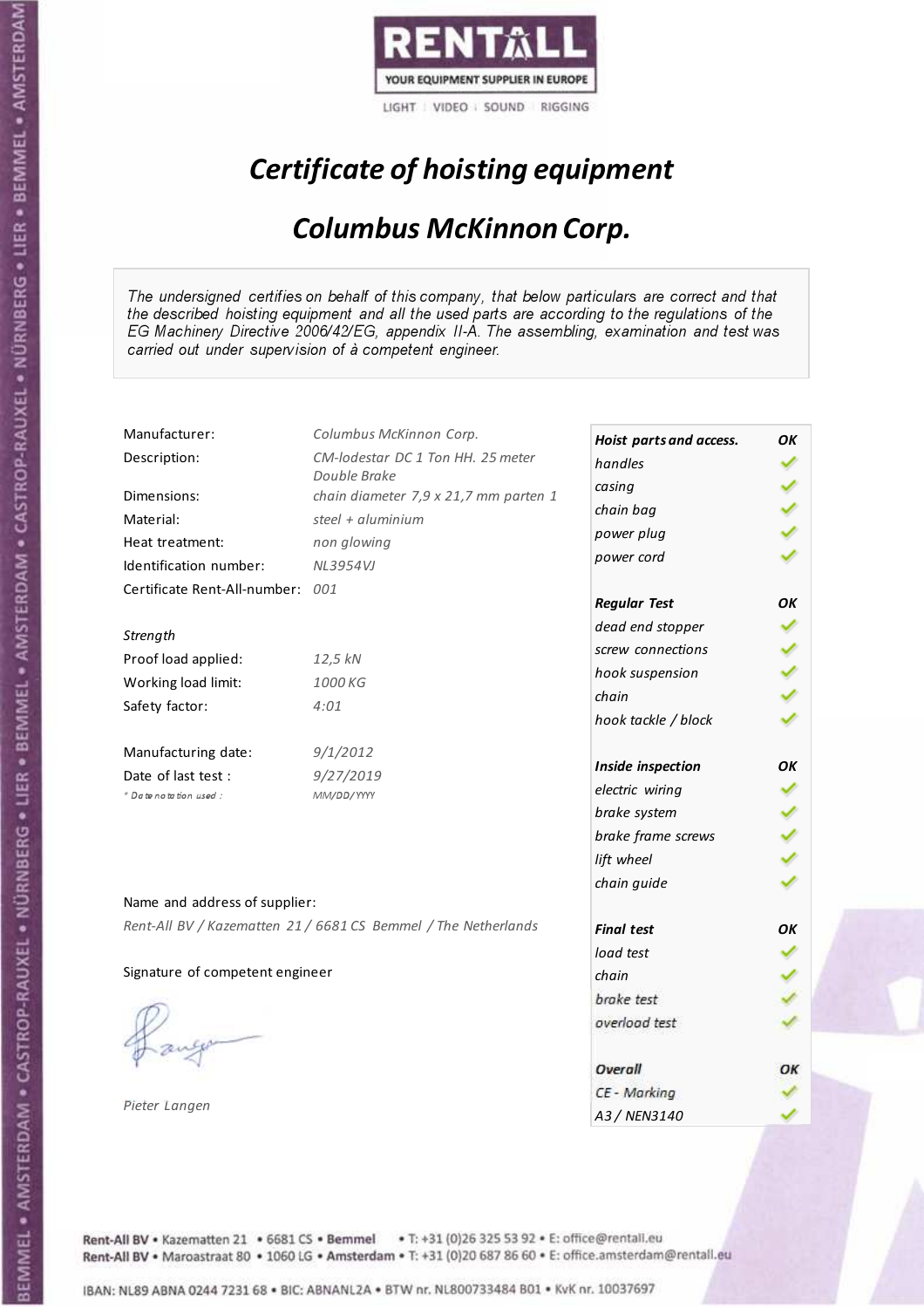RENTALL

YOUR EQUIPMENT SUPPLIER IN EUROPE

LIGHT | VIDEO | SOUND | RIGGING

# *Certificate of hoisting equipment*

## *Columbus McKinnon Corp.*

*The undersigned certifies on behalf of this company, that below particulars are correct and that the described hoisting equipment and all the used parts are according to the regulations of the EG Machinery Directive 2006/42/EG, appendix II-A. The assembling, examination and test was carried out under supervision of à competent engineer.*

| | |
|---|---|
| Manufacturer: | *Columbus McKinnon Corp.* |
| Description: | *CM-lodestar DC 1 Ton HH. 25 meter Double Brake* |
| Dimensions: | *chain diameter 7,9 x 21,7 mm parten 1* |
| Material: | *steel + aluminium* |
| Heat treatment: | *non glowing* |
| Identification number: | *NL3954VJ* |
| Certificate Rent-All-number: | *001* |

*Strength*

| | |
|---|---|
| Proof load applied: | *12,5 kN* |
| Working load limit: | *1000 KG* |
| Safety factor: | *4:01* |

| | |
|---|---|
| Manufacturing date: | *9/1/2012* |
| Date of last test : | *9/27/2019* |
| *\* Date notation used :* | *MM/DD/YYYY* |

Name and address of supplier:

*Rent-All BV / Kazematten 21 / 6681 CS Bemmel / The Netherlands*

Signature of competent engineer

*Pieter Langen*

| ***Hoist parts and access.*** | ***OK*** |
|---|---|
| *handles* | ✓ |
| *casing* | ✓ |
| *chain bag* | ✓ |
| *power plug* | ✓ |
| *power cord* | ✓ |
| ***Regular Test*** | ***OK*** |
| *dead end stopper* | ✓ |
| *screw connections* | ✓ |
| *hook suspension* | ✓ |
| *chain* | ✓ |
| *hook tackle / block* | ✓ |
| ***Inside inspection*** | ***OK*** |
| *electric wiring* | ✓ |
| *brake system* | ✓ |
| *brake frame screws* | ✓ |
| *lift wheel* | ✓ |
| *chain guide* | ✓ |
| ***Final test*** | ***OK*** |
| *load test* | ✓ |
| *chain* | ✓ |
| *brake test* | ✓ |
| *overload test* | ✓ |
| ***Overall*** | ***OK*** |
| *CE - Marking* | ✓ |
| *A3 / NEN3140* | ✓ |

**Rent-All BV** • Kazematten 21 • 6681 CS • **Bemmel** • T: +31 (0)26 325 53 92 • E: office@rentall.eu
**Rent-All BV** • Maroastraat 80 • 1060 LG • **Amsterdam** • T: +31 (0)20 687 86 60 • E: office.amsterdam@rentall.eu

IBAN: NL89 ABNA 0244 7231 68 • BIC: ABNANL2A • BTW nr. NL800733484 B01 • KvK nr. 10037697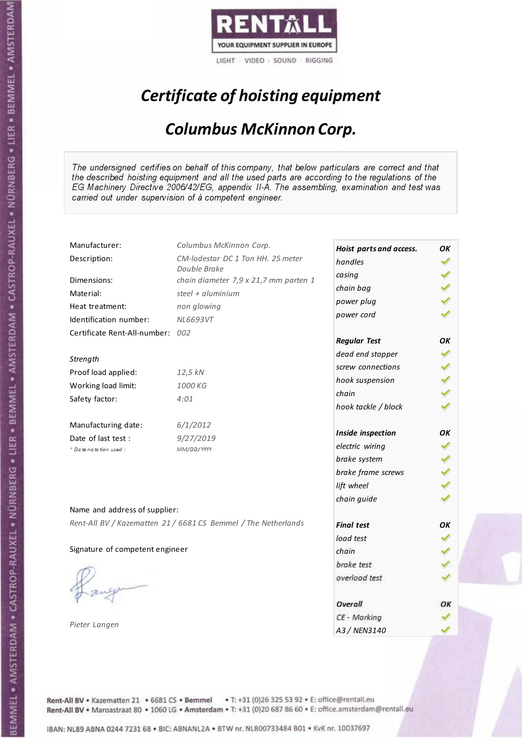RENTALL
YOUR EQUIPMENT SUPPLIER IN EUROPE
LIGHT | VIDEO | SOUND | RIGGING

# *Certificate of hoisting equipment*

## *Columbus McKinnon Corp.*

*The undersigned certifies on behalf of this company, that below particulars are correct and that the described hoisting equipment and all the used parts are according to the regulations of the EG Machinery Directive 2006/42/EG, appendix II-A. The assembling, examination and test was carried out under supervision of à competent engineer.*

| | |
|---|---|
| Manufacturer: | *Columbus McKinnon Corp.* |
| Description: | *CM-lodestar DC 1 Ton HH. 25 meter Double Brake* |
| Dimensions: | *chain diameter 7,9 x 21,7 mm parten 1* |
| Material: | *steel + aluminium* |
| Heat treatment: | *non glowing* |
| Identification number: | *NL6693VT* |
| Certificate Rent-All-number: | *002* |

*Strength*

| | |
|---|---|
| Proof load applied: | *12,5 kN* |
| Working load limit: | *1000 KG* |
| Safety factor: | *4:01* |

| | |
|---|---|
| Manufacturing date: | *6/1/2012* |
| Date of last test : | *9/27/2019* |
| *\* Date notation used :* | *MM/DD/YYYY* |

| ***Hoist parts and access.*** | ***OK*** |
|---|---|
| *handles* | ✓ |
| *casing* | ✓ |
| *chain bag* | ✓ |
| *power plug* | ✓ |
| *power cord* | ✓ |
| ***Regular Test*** | ***OK*** |
| *dead end stopper* | ✓ |
| *screw connections* | ✓ |
| *hook suspension* | ✓ |
| *chain* | ✓ |
| *hook tackle / block* | ✓ |
| ***Inside inspection*** | ***OK*** |
| *electric wiring* | ✓ |
| *brake system* | ✓ |
| *brake frame screws* | ✓ |
| *lift wheel* | ✓ |
| *chain guide* | ✓ |
| ***Final test*** | ***OK*** |
| *load test* | ✓ |
| *chain* | ✓ |
| *brake test* | ✓ |
| *overload test* | ✓ |
| ***Overall*** | ***OK*** |
| *CE - Marking* | ✓ |
| *A3 / NEN3140* | ✓ |

Name and address of supplier:

*Rent-All BV / Kazematten 21 / 6681 CS Bemmel / The Netherlands*

Signature of competent engineer

*Pieter Langen*

Rent-All BV • Kazematten 21 • 6681 CS • Bemmel • T: +31 (0)26 325 53 92 • E: office@rentall.eu
Rent-All BV • Maroastraat 80 • 1060 LG • Amsterdam • T: +31 (0)20 687 86 60 • E: office.amsterdam@rentall.eu

IBAN: NL89 ABNA 0244 7231 68 • BIC: ABNANL2A • BTW nr. NL800733484 B01 • KvK nr. 10037697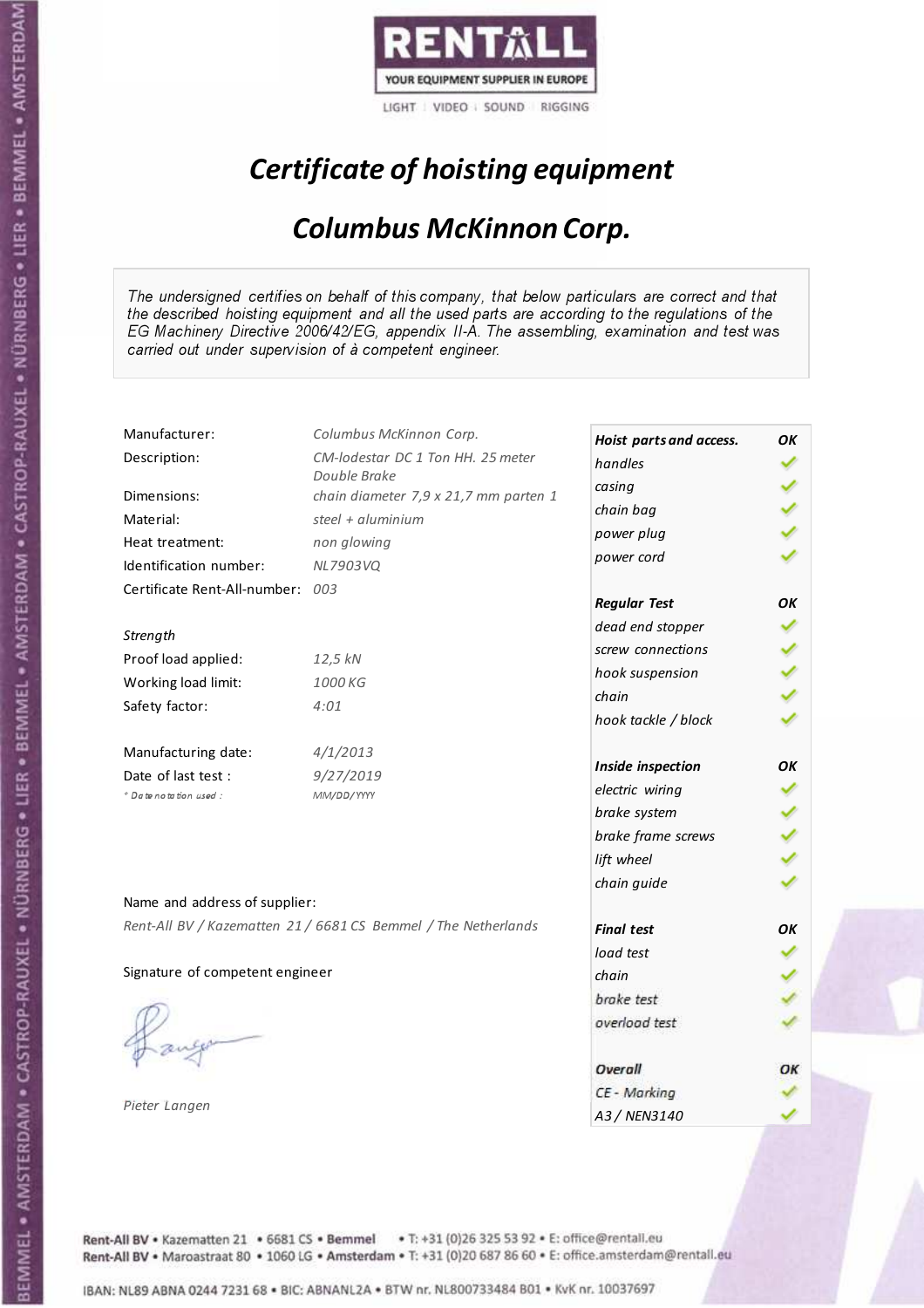**RENTALL**
YOUR EQUIPMENT SUPPLIER IN EUROPE
LIGHT | VIDEO | SOUND | RIGGING

# *Certificate of hoisting equipment*

## *Columbus McKinnon Corp.*

*The undersigned certifies on behalf of this company, that below particulars are correct and that the described hoisting equipment and all the used parts are according to the regulations of the EG Machinery Directive 2006/42/EG, appendix II-A. The assembling, examination and test was carried out under supervision of à competent engineer.*

| | |
|---|---|
| Manufacturer: | *Columbus McKinnon Corp.* |
| Description: | *CM-lodestar DC 1 Ton HH. 25 meter Double Brake* |
| Dimensions: | *chain diameter 7,9 x 21,7 mm parten 1* |
| Material: | *steel + aluminium* |
| Heat treatment: | *non glowing* |
| Identification number: | *NL7903VQ* |
| Certificate Rent-All-number: | *003* |
| *Strength* | |
| Proof load applied: | *12,5 kN* |
| Working load limit: | *1000 KG* |
| Safety factor: | *4:01* |
| Manufacturing date: | *4/1/2013* |
| Date of last test : | *9/27/2019* |
| *\* Date notation used :* | *MM/DD/YYYY* |

| ***Hoist parts and access.*** | ***OK*** |
|---|---|
| *handles* | ✓ |
| *casing* | ✓ |
| *chain bag* | ✓ |
| *power plug* | ✓ |
| *power cord* | ✓ |
| ***Regular Test*** | ***OK*** |
| *dead end stopper* | ✓ |
| *screw connections* | ✓ |
| *hook suspension* | ✓ |
| *chain* | ✓ |
| *hook tackle / block* | ✓ |
| ***Inside inspection*** | ***OK*** |
| *electric wiring* | ✓ |
| *brake system* | ✓ |
| *brake frame screws* | ✓ |
| *lift wheel* | ✓ |
| *chain guide* | ✓ |
| ***Final test*** | ***OK*** |
| *load test* | ✓ |
| *chain* | ✓ |
| *brake test* | ✓ |
| *overload test* | ✓ |
| ***Overall*** | ***OK*** |
| *CE - Marking* | ✓ |
| *A3 / NEN3140* | ✓ |

Name and address of supplier:

*Rent-All BV / Kazematten 21 / 6681 CS Bemmel / The Netherlands*

Signature of competent engineer

*Pieter Langen*

Rent-All BV • Kazematten 21 • 6681 CS • **Bemmel** • T: +31 (0)26 325 53 92 • E: office@rentall.eu
Rent-All BV • Maroastraat 80 • 1060 LG • **Amsterdam** • T: +31 (0)20 687 86 60 • E: office.amsterdam@rentall.eu

IBAN: NL89 ABNA 0244 7231 68 • BIC: ABNANL2A • BTW nr. NL800733484 B01 • KvK nr. 10037697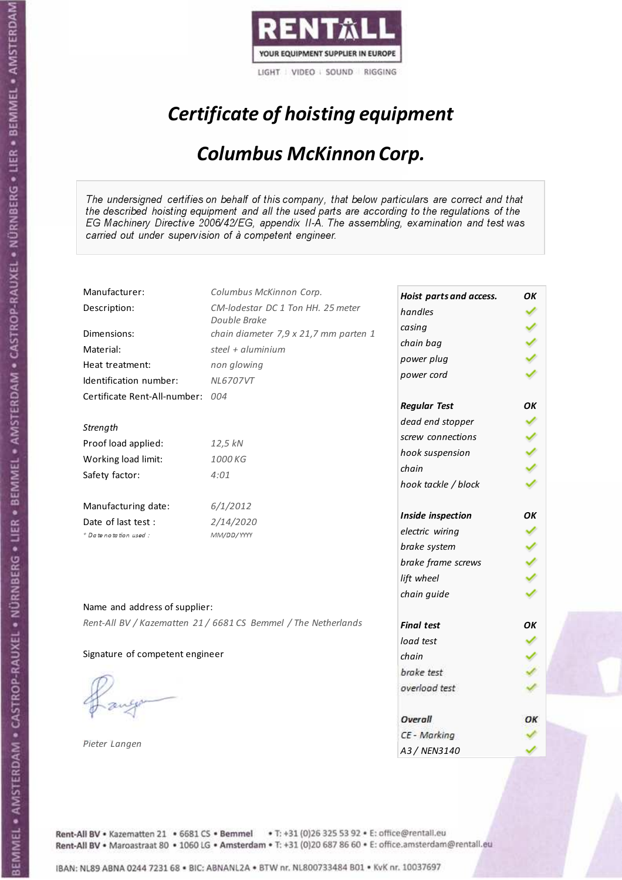RENTALL
YOUR EQUIPMENT SUPPLIER IN EUROPE
LIGHT | VIDEO | SOUND | RIGGING

# *Certificate of hoisting equipment*

## *Columbus McKinnon Corp.*

*The undersigned certifies on behalf of this company, that below particulars are correct and that the described hoisting equipment and all the used parts are according to the regulations of the EG Machinery Directive 2006/42/EG, appendix II-A. The assembling, examination and test was carried out under supervision of à competent engineer.*

| | |
|---|---|
| Manufacturer: | *Columbus McKinnon Corp.* |
| Description: | *CM-lodestar DC 1 Ton HH. 25 meter Double Brake* |
| Dimensions: | *chain diameter 7,9 x 21,7 mm parten 1* |
| Material: | *steel + aluminium* |
| Heat treatment: | *non glowing* |
| Identification number: | *NL6707VT* |
| Certificate Rent-All-number: | *004* |

*Strength*

| | |
|---|---|
| Proof load applied: | *12,5 kN* |
| Working load limit: | *1000 KG* |
| Safety factor: | *4:01* |

| | |
|---|---|
| Manufacturing date: | *6/1/2012* |
| Date of last test : | *2/14/2020* |
| *\* Date notation used :* | *MM/DD/YYYY* |

Name and address of supplier:

*Rent-All BV / Kazematten 21 / 6681 CS Bemmel / The Netherlands*

Signature of competent engineer

*Pieter Langen*

| ***Hoist parts and access.*** | ***OK*** |
|---|---|
| *handles* | ✓ |
| *casing* | ✓ |
| *chain bag* | ✓ |
| *power plug* | ✓ |
| *power cord* | ✓ |
| ***Regular Test*** | ***OK*** |
| *dead end stopper* | ✓ |
| *screw connections* | ✓ |
| *hook suspension* | ✓ |
| *chain* | ✓ |
| *hook tackle / block* | ✓ |
| ***Inside inspection*** | ***OK*** |
| *electric wiring* | ✓ |
| *brake system* | ✓ |
| *brake frame screws* | ✓ |
| *lift wheel* | ✓ |
| *chain guide* | ✓ |
| ***Final test*** | ***OK*** |
| *load test* | ✓ |
| *chain* | ✓ |
| *brake test* | ✓ |
| *overload test* | ✓ |
| ***Overall*** | ***OK*** |
| *CE - Marking* | ✓ |
| *A3 / NEN3140* | ✓ |

Rent-All BV • Kazematten 21 • 6681 CS • Bemmel • T: +31 (0)26 325 53 92 • E: office@rentall.eu
Rent-All BV • Maroastraat 80 • 1060 LG • Amsterdam • T: +31 (0)20 687 86 60 • E: office.amsterdam@rentall.eu

IBAN: NL89 ABNA 0244 7231 68 • BIC: ABNANL2A • BTW nr. NL800733484 B01 • KvK nr. 10037697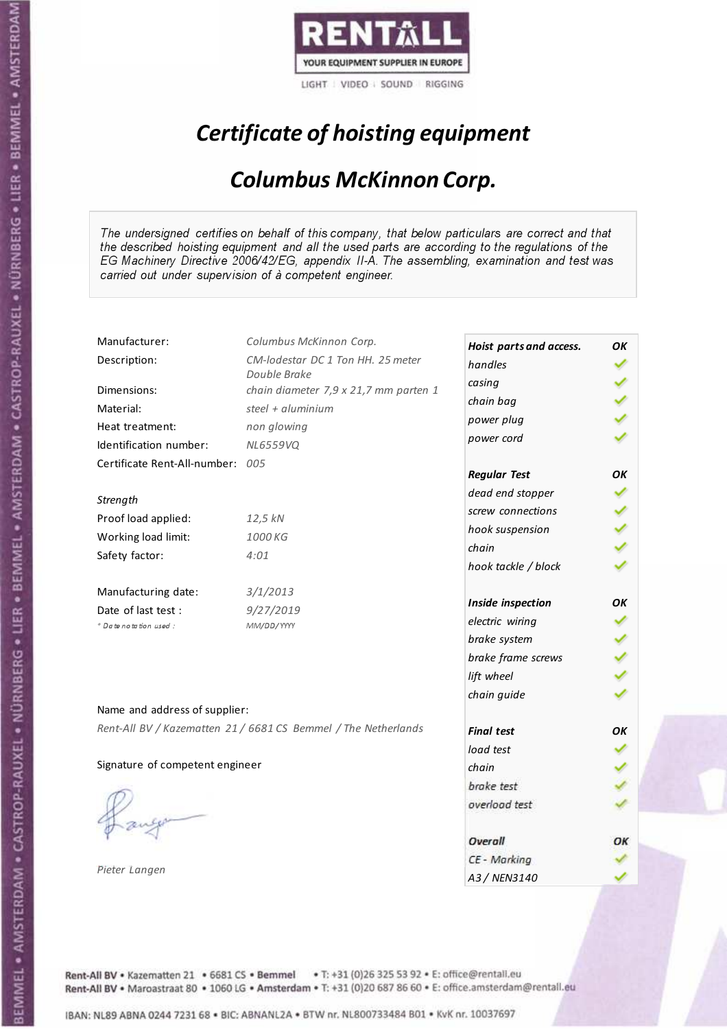RENTALL

YOUR EQUIPMENT SUPPLIER IN EUROPE

LIGHT | VIDEO | SOUND | RIGGING

# *Certificate of hoisting equipment*

## *Columbus McKinnon Corp.*

*The undersigned certifies on behalf of this company, that below particulars are correct and that the described hoisting equipment and all the used parts are according to the regulations of the EG Machinery Directive 2006/42/EG, appendix II-A. The assembling, examination and test was carried out under supervision of à competent engineer.*

| | |
|---|---|
| Manufacturer: | *Columbus McKinnon Corp.* |
| Description: | *CM-lodestar DC 1 Ton HH. 25 meter Double Brake* |
| Dimensions: | *chain diameter 7,9 x 21,7 mm parten 1* |
| Material: | *steel + aluminium* |
| Heat treatment: | *non glowing* |
| Identification number: | *NL6559VQ* |
| Certificate Rent-All-number: | *005* |

*Strength*

| | |
|---|---|
| Proof load applied: | *12,5 kN* |
| Working load limit: | *1000 KG* |
| Safety factor: | *4:01* |

| | |
|---|---|
| Manufacturing date: | *3/1/2013* |
| Date of last test : | *9/27/2019* |
| *\* Date notation used :* | *MM/DD/YYYY* |

Name and address of supplier:

*Rent-All BV / Kazematten 21 / 6681 CS Bemmel / The Netherlands*

Signature of competent engineer

*Pieter Langen*

| ***Hoist parts and access.*** | ***OK*** |
|---|---|
| *handles* | ✓ |
| *casing* | ✓ |
| *chain bag* | ✓ |
| *power plug* | ✓ |
| *power cord* | ✓ |
| ***Regular Test*** | ***OK*** |
| *dead end stopper* | ✓ |
| *screw connections* | ✓ |
| *hook suspension* | ✓ |
| *chain* | ✓ |
| *hook tackle / block* | ✓ |
| ***Inside inspection*** | ***OK*** |
| *electric wiring* | ✓ |
| *brake system* | ✓ |
| *brake frame screws* | ✓ |
| *lift wheel* | ✓ |
| *chain guide* | ✓ |
| ***Final test*** | ***OK*** |
| *load test* | ✓ |
| *chain* | ✓ |
| *brake test* | ✓ |
| *overload test* | ✓ |
| ***Overall*** | ***OK*** |
| *CE - Marking* | ✓ |
| *A3 / NEN3140* | ✓ |

Rent-All BV • Kazematten 21 • 6681 CS • Bemmel • T: +31 (0)26 325 53 92 • E: office@rentall.eu
Rent-All BV • Maroastraat 80 • 1060 LG • Amsterdam • T: +31 (0)20 687 86 60 • E: office.amsterdam@rentall.eu

IBAN: NL89 ABNA 0244 7231 68 • BIC: ABNANL2A • BTW nr. NL800733484 B01 • KvK nr. 10037697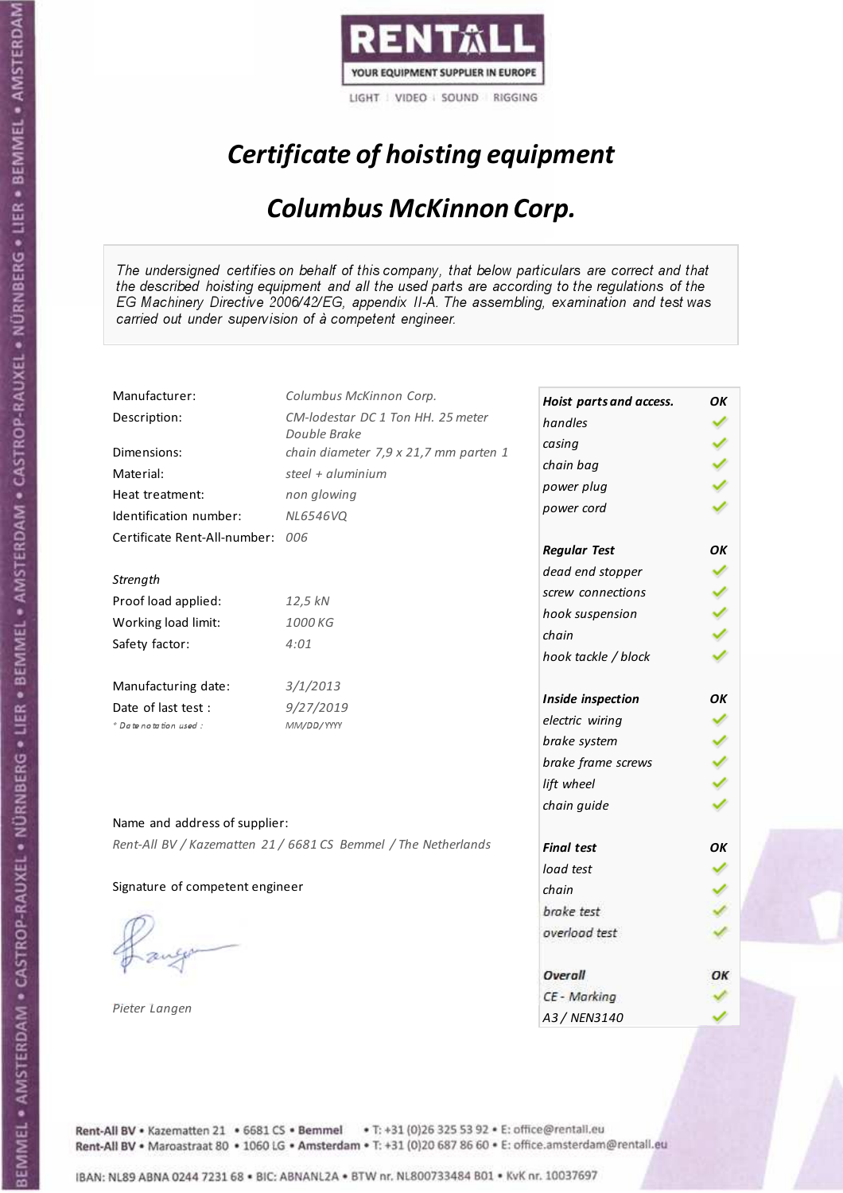RENTALL
YOUR EQUIPMENT SUPPLIER IN EUROPE
LIGHT | VIDEO | SOUND | RIGGING

# *Certificate of hoisting equipment*

## *Columbus McKinnon Corp.*

*The undersigned certifies on behalf of this company, that below particulars are correct and that the described hoisting equipment and all the used parts are according to the regulations of the EG Machinery Directive 2006/42/EG, appendix II-A. The assembling, examination and test was carried out under supervision of à competent engineer.*

| | |
|---|---|
| Manufacturer: | *Columbus McKinnon Corp.* |
| Description: | *CM-lodestar DC 1 Ton HH. 25 meter Double Brake* |
| Dimensions: | *chain diameter 7,9 x 21,7 mm parten 1* |
| Material: | *steel + aluminium* |
| Heat treatment: | *non glowing* |
| Identification number: | *NL6546VQ* |
| Certificate Rent-All-number: | *006* |
| *Strength* | |
| Proof load applied: | *12,5 kN* |
| Working load limit: | *1000 KG* |
| Safety factor: | *4:01* |
| Manufacturing date: | *3/1/2013* |
| Date of last test : | *9/27/2019* |
| *\* Date notation used :* | *MM/DD/YYYY* |

| *Hoist parts and access.* | *OK* |
|---|---|
| *handles* | ✓ |
| *casing* | ✓ |
| *chain bag* | ✓ |
| *power plug* | ✓ |
| *power cord* | ✓ |
| ***Regular Test*** | ***OK*** |
| *dead end stopper* | ✓ |
| *screw connections* | ✓ |
| *hook suspension* | ✓ |
| *chain* | ✓ |
| *hook tackle / block* | ✓ |
| ***Inside inspection*** | ***OK*** |
| *electric wiring* | ✓ |
| *brake system* | ✓ |
| *brake frame screws* | ✓ |
| *lift wheel* | ✓ |
| *chain guide* | ✓ |
| ***Final test*** | ***OK*** |
| *load test* | ✓ |
| *chain* | ✓ |
| *brake test* | ✓ |
| *overload test* | ✓ |
| ***Overall*** | ***OK*** |
| *CE - Marking* | ✓ |
| *A3 / NEN3140* | ✓ |

Name and address of supplier:

*Rent-All BV / Kazematten 21 / 6681 CS Bemmel / The Netherlands*

Signature of competent engineer

*Pieter Langen*

Rent-All BV • Kazematten 21 • 6681 CS • Bemmel • T: +31 (0)26 325 53 92 • E: office@rentall.eu
Rent-All BV • Maroastraat 80 • 1060 LG • Amsterdam • T: +31 (0)20 687 86 60 • E: office.amsterdam@rentall.eu

IBAN: NL89 ABNA 0244 7231 68 • BIC: ABNANL2A • BTW nr. NL800733484 B01 • KvK nr. 10037697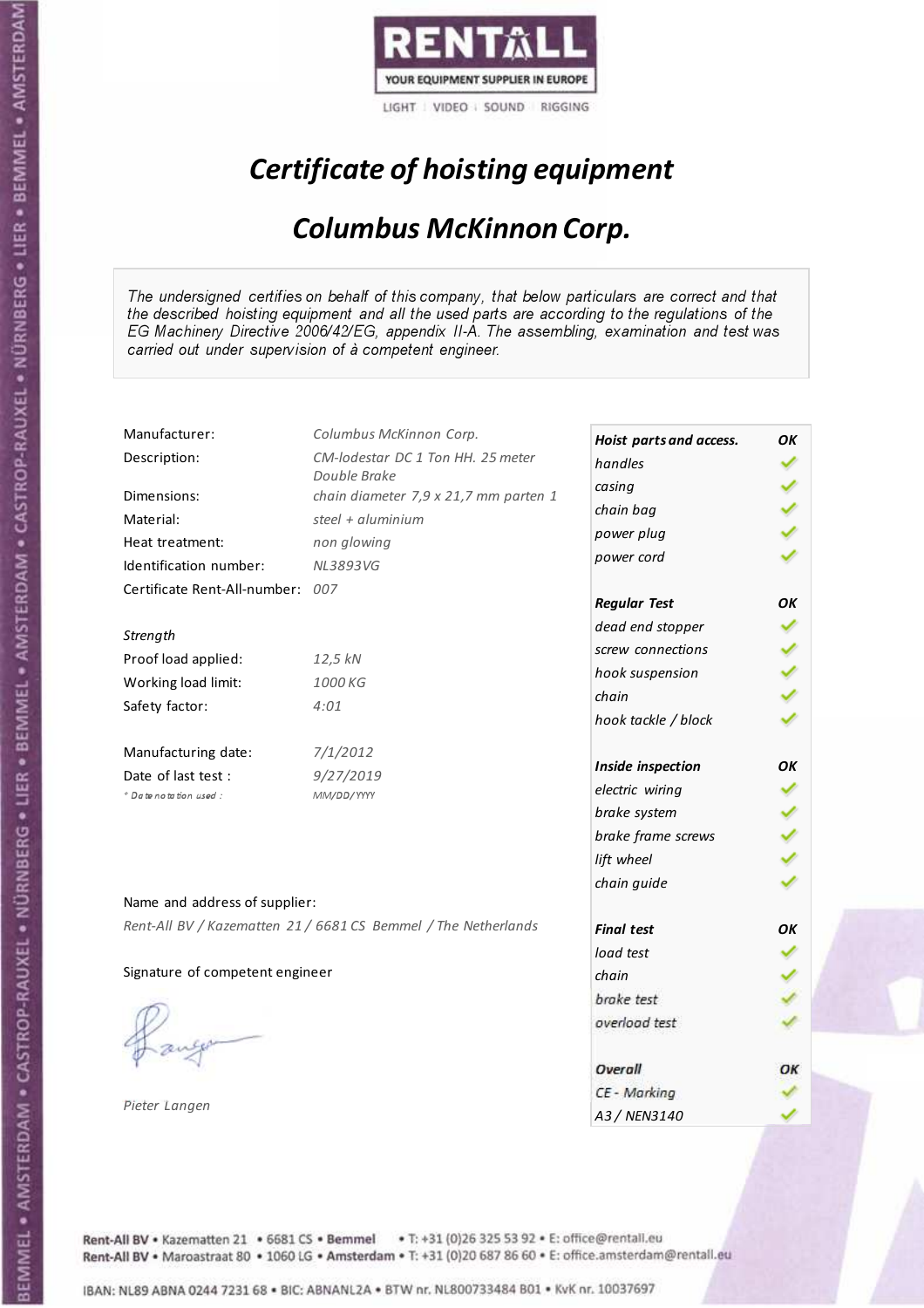RENTALL

YOUR EQUIPMENT SUPPLIER IN EUROPE

LIGHT | VIDEO | SOUND | RIGGING

# *Certificate of hoisting equipment*

## *Columbus McKinnon Corp.*

*The undersigned certifies on behalf of this company, that below particulars are correct and that the described hoisting equipment and all the used parts are according to the regulations of the EG Machinery Directive 2006/42/EG, appendix II-A. The assembling, examination and test was carried out under supervision of à competent engineer.*

| | |
|---|---|
| Manufacturer: | *Columbus McKinnon Corp.* |
| Description: | *CM-lodestar DC 1 Ton HH. 25 meter Double Brake* |
| Dimensions: | *chain diameter 7,9 x 21,7 mm parten 1* |
| Material: | *steel + aluminium* |
| Heat treatment: | *non glowing* |
| Identification number: | *NL3893VG* |
| Certificate Rent-All-number: | *007* |
| *Strength* | |
| Proof load applied: | *12,5 kN* |
| Working load limit: | *1000 KG* |
| Safety factor: | *4:01* |
| Manufacturing date: | *7/1/2012* |
| Date of last test : | *9/27/2019* |
| *\* Date notation used :* | *MM/DD/YYYY* |

| ***Hoist parts and access.*** | ***OK*** |
|---|---|
| *handles* | ✓ |
| *casing* | ✓ |
| *chain bag* | ✓ |
| *power plug* | ✓ |
| *power cord* | ✓ |
| ***Regular Test*** | ***OK*** |
| *dead end stopper* | ✓ |
| *screw connections* | ✓ |
| *hook suspension* | ✓ |
| *chain* | ✓ |
| *hook tackle / block* | ✓ |
| ***Inside inspection*** | ***OK*** |
| *electric wiring* | ✓ |
| *brake system* | ✓ |
| *brake frame screws* | ✓ |
| *lift wheel* | ✓ |
| *chain guide* | ✓ |
| ***Final test*** | ***OK*** |
| *load test* | ✓ |
| *chain* | ✓ |
| *brake test* | ✓ |
| *overload test* | ✓ |
| ***Overall*** | ***OK*** |
| *CE - Marking* | ✓ |
| *A3 / NEN3140* | ✓ |

Name and address of supplier:

*Rent-All BV / Kazematten 21 / 6681 CS Bemmel / The Netherlands*

Signature of competent engineer

*Pieter Langen*

Rent-All BV • Kazematten 21 • 6681 CS • **Bemmel** • T: +31 (0)26 325 53 92 • E: office@rentall.eu
Rent-All BV • Maroastraat 80 • 1060 LG • **Amsterdam** • T: +31 (0)20 687 86 60 • E: office.amsterdam@rentall.eu

IBAN: NL89 ABNA 0244 7231 68 • BIC: ABNANL2A • BTW nr. NL800733484 B01 • KvK nr. 10037697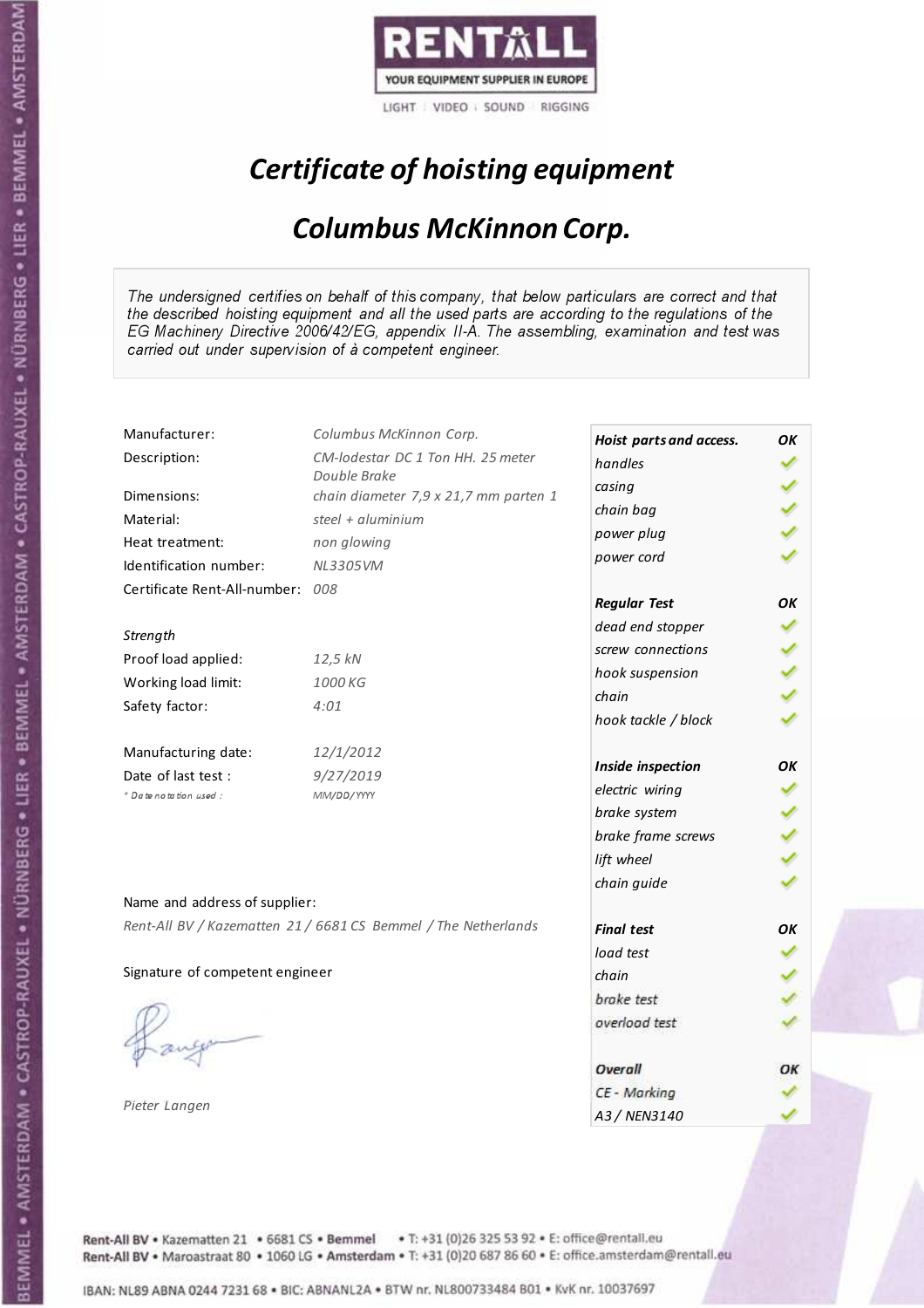RENTALL

YOUR EQUIPMENT SUPPLIER IN EUROPE

LIGHT | VIDEO | SOUND | RIGGING

# *Certificate of hoisting equipment*

## *Columbus McKinnon Corp.*

*The undersigned certifies on behalf of this company, that below particulars are correct and that the described hoisting equipment and all the used parts are according to the regulations of the EG Machinery Directive 2006/42/EG, appendix II-A. The assembling, examination and test was carried out under supervision of à competent engineer.*

| | |
|---|---|
| Manufacturer: | *Columbus McKinnon Corp.* |
| Description: | *CM-lodestar DC 1 Ton HH. 25 meter Double Brake* |
| Dimensions: | *chain diameter 7,9 x 21,7 mm parten 1* |
| Material: | *steel + aluminium* |
| Heat treatment: | *non glowing* |
| Identification number: | *NL3305VM* |
| Certificate Rent-All-number: | *008* |

*Strength*

| | |
|---|---|
| Proof load applied: | *12,5 kN* |
| Working load limit: | *1000 KG* |
| Safety factor: | *4:01* |

| | |
|---|---|
| Manufacturing date: | *12/1/2012* |
| Date of last test : | *9/27/2019* |
| *\* Date notation used :* | *MM/DD/YYYY* |

| ***Hoist parts and access.*** | ***OK*** |
|---|---|
| *handles* | ✓ |
| *casing* | ✓ |
| *chain bag* | ✓ |
| *power plug* | ✓ |
| *power cord* | ✓ |
| ***Regular Test*** | ***OK*** |
| *dead end stopper* | ✓ |
| *screw connections* | ✓ |
| *hook suspension* | ✓ |
| *chain* | ✓ |
| *hook tackle / block* | ✓ |
| ***Inside inspection*** | ***OK*** |
| *electric wiring* | ✓ |
| *brake system* | ✓ |
| *brake frame screws* | ✓ |
| *lift wheel* | ✓ |
| *chain guide* | ✓ |
| ***Final test*** | ***OK*** |
| *load test* | ✓ |
| *chain* | ✓ |
| *brake test* | ✓ |
| *overload test* | ✓ |
| ***Overall*** | ***OK*** |
| *CE - Marking* | ✓ |
| *A3 / NEN3140* | ✓ |

Name and address of supplier:

*Rent-All BV / Kazematten 21 / 6681 CS Bemmel / The Netherlands*

Signature of competent engineer

*Pieter Langen*

Rent-All BV • Kazematten 21 • 6681 CS • Bemmel • T: +31 (0)26 325 53 92 • E: office@rentall.eu
Rent-All BV • Maroastraat 80 • 1060 LG • Amsterdam • T: +31 (0)20 687 86 60 • E: office.amsterdam@rentall.eu

IBAN: NL89 ABNA 0244 7231 68 • BIC: ABNANL2A • BTW nr. NL800733484 B01 • KvK nr. 10037697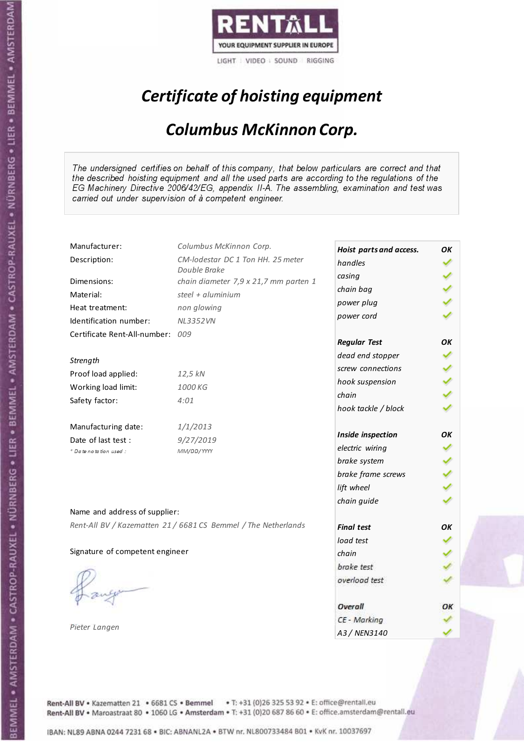RENTALL

YOUR EQUIPMENT SUPPLIER IN EUROPE

LIGHT | VIDEO | SOUND | RIGGING

# *Certificate of hoisting equipment*

## *Columbus McKinnon Corp.*

*The undersigned certifies on behalf of this company, that below particulars are correct and that the described hoisting equipment and all the used parts are according to the regulations of the EG Machinery Directive 2006/42/EG, appendix II-A. The assembling, examination and test was carried out under supervision of à competent engineer.*

| | |
|---|---|
| Manufacturer: | *Columbus McKinnon Corp.* |
| Description: | *CM-lodestar DC 1 Ton HH. 25 meter Double Brake* |
| Dimensions: | *chain diameter 7,9 x 21,7 mm parten 1* |
| Material: | *steel + aluminium* |
| Heat treatment: | *non glowing* |
| Identification number: | *NL3352VN* |
| Certificate Rent-All-number: | *009* |

*Strength*

| | |
|---|---|
| Proof load applied: | *12,5 kN* |
| Working load limit: | *1000 KG* |
| Safety factor: | *4:01* |

| | |
|---|---|
| Manufacturing date: | *1/1/2013* |
| Date of last test : | *9/27/2019* |
| *\* Date notation used :* | *MM/DD/YYYY* |

| | |
|---|---|
| ***Hoist parts and access.*** | ***OK*** |
| *handles* | ✓ |
| *casing* | ✓ |
| *chain bag* | ✓ |
| *power plug* | ✓ |
| *power cord* | ✓ |
| ***Regular Test*** | ***OK*** |
| *dead end stopper* | ✓ |
| *screw connections* | ✓ |
| *hook suspension* | ✓ |
| *chain* | ✓ |
| *hook tackle / block* | ✓ |
| ***Inside inspection*** | ***OK*** |
| *electric wiring* | ✓ |
| *brake system* | ✓ |
| *brake frame screws* | ✓ |
| *lift wheel* | ✓ |
| *chain guide* | ✓ |
| ***Final test*** | ***OK*** |
| *load test* | ✓ |
| *chain* | ✓ |
| *brake test* | ✓ |
| *overload test* | ✓ |
| ***Overall*** | ***OK*** |
| *CE - Marking* | ✓ |
| *A3 / NEN3140* | ✓ |

Name and address of supplier:

*Rent-All BV / Kazematten 21 / 6681 CS Bemmel / The Netherlands*

Signature of competent engineer

*Pieter Langen*

Rent-All BV • Kazematten 21 • 6681 CS • **Bemmel** • T: +31 (0)26 325 53 92 • E: office@rentall.eu
Rent-All BV • Maroastraat 80 • 1060 LG • **Amsterdam** • T: +31 (0)20 687 86 60 • E: office.amsterdam@rentall.eu

IBAN: NL89 ABNA 0244 7231 68 • BIC: ABNANL2A • BTW nr. NL800733484 B01 • KvK nr. 10037697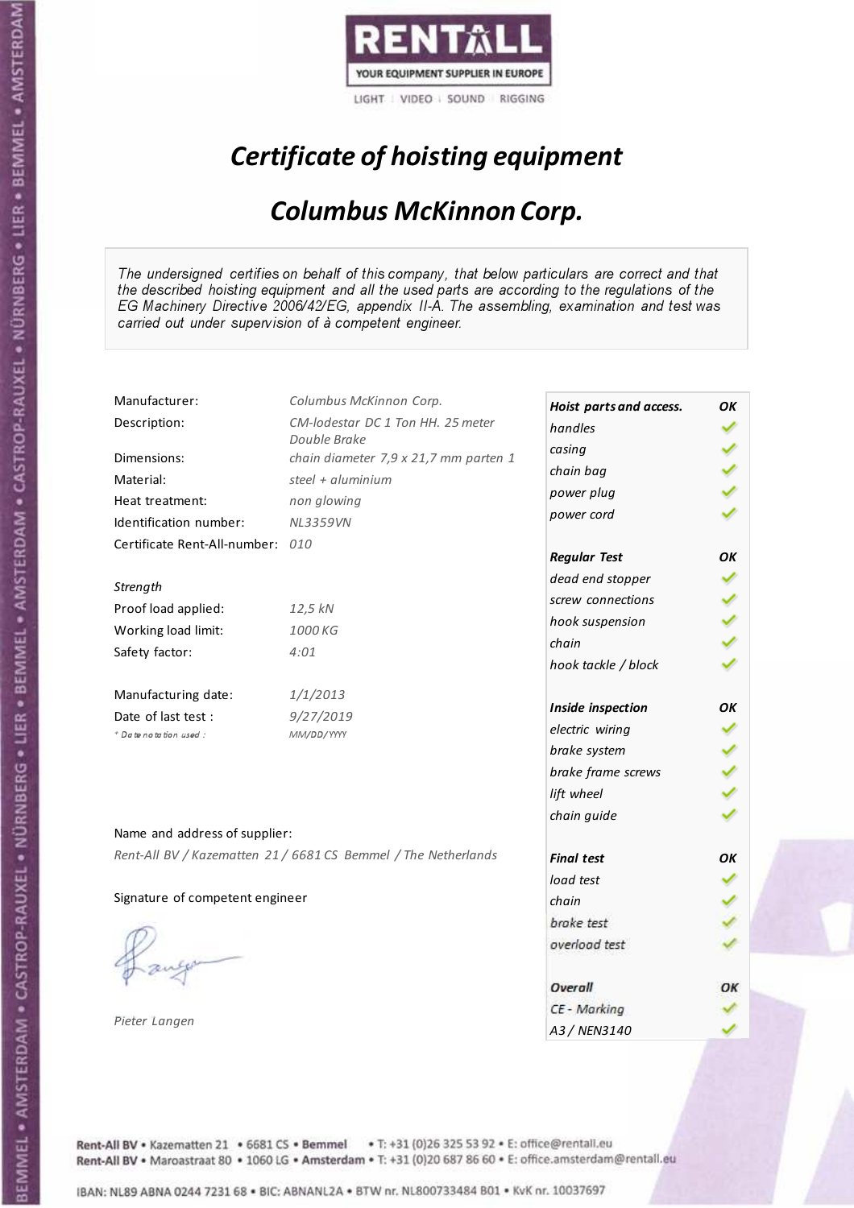RENTALL
YOUR EQUIPMENT SUPPLIER IN EUROPE
LIGHT | VIDEO | SOUND | RIGGING

# *Certificate of hoisting equipment*

## *Columbus McKinnon Corp.*

*The undersigned certifies on behalf of this company, that below particulars are correct and that the described hoisting equipment and all the used parts are according to the regulations of the EG Machinery Directive 2006/42/EG, appendix II-A. The assembling, examination and test was carried out under supervision of à competent engineer.*

| | |
|---|---|
| Manufacturer: | *Columbus McKinnon Corp.* |
| Description: | *CM-lodestar DC 1 Ton HH. 25 meter Double Brake* |
| Dimensions: | *chain diameter 7,9 x 21,7 mm parten 1* |
| Material: | *steel + aluminium* |
| Heat treatment: | *non glowing* |
| Identification number: | *NL3359VN* |
| Certificate Rent-All-number: | *010* |

*Strength*

| | |
|---|---|
| Proof load applied: | *12,5 kN* |
| Working load limit: | *1000 KG* |
| Safety factor: | *4:01* |

| | |
|---|---|
| Manufacturing date: | *1/1/2013* |
| Date of last test : | *9/27/2019* |
| *\* Date notation used :* | *MM/DD/YYYY* |

Name and address of supplier:

*Rent-All BV / Kazematten 21 / 6681 CS Bemmel / The Netherlands*

Signature of competent engineer

*Pieter Langen*

| ***Hoist parts and access.*** | ***OK*** |
|---|---|
| *handles* | ✓ |
| *casing* | ✓ |
| *chain bag* | ✓ |
| *power plug* | ✓ |
| *power cord* | ✓ |
| ***Regular Test*** | ***OK*** |
| *dead end stopper* | ✓ |
| *screw connections* | ✓ |
| *hook suspension* | ✓ |
| *chain* | ✓ |
| *hook tackle / block* | ✓ |
| ***Inside inspection*** | ***OK*** |
| *electric wiring* | ✓ |
| *brake system* | ✓ |
| *brake frame screws* | ✓ |
| *lift wheel* | ✓ |
| *chain guide* | ✓ |
| ***Final test*** | ***OK*** |
| *load test* | ✓ |
| *chain* | ✓ |
| *brake test* | ✓ |
| *overload test* | ✓ |
| ***Overall*** | ***OK*** |
| *CE - Marking* | ✓ |
| *A3 / NEN3140* | ✓ |

Rent-All BV • Kazematten 21 • 6681 CS • Bemmel • T: +31 (0)26 325 53 92 • E: office@rentall.eu
Rent-All BV • Maroastraat 80 • 1060 LG • Amsterdam • T: +31 (0)20 687 86 60 • E: office.amsterdam@rentall.eu

IBAN: NL89 ABNA 0244 7231 68 • BIC: ABNANL2A • BTW nr. NL800733484 B01 • KvK nr. 10037697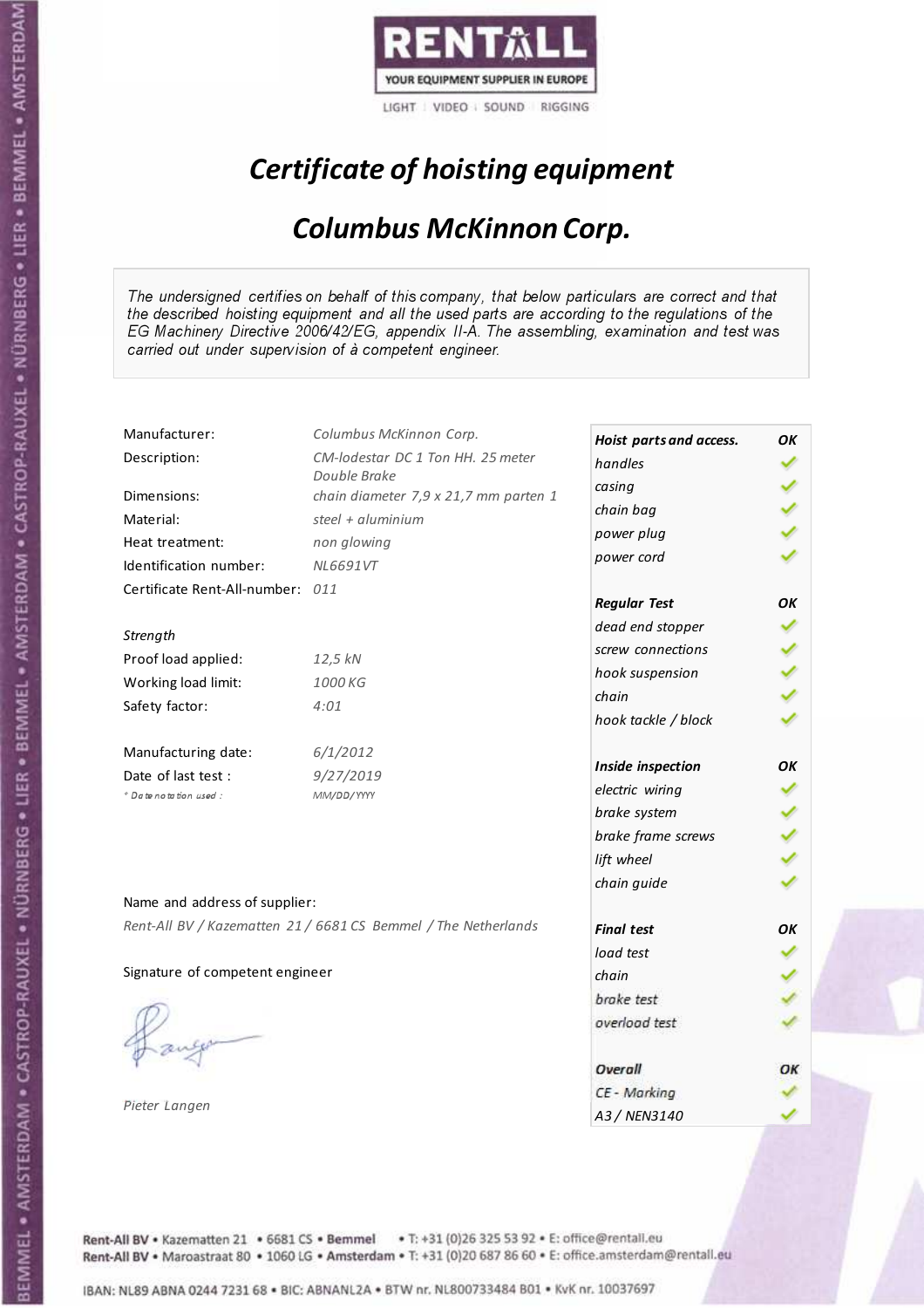RENTALL
YOUR EQUIPMENT SUPPLIER IN EUROPE
LIGHT | VIDEO | SOUND | RIGGING

# *Certificate of hoisting equipment*

## *Columbus McKinnon Corp.*

*The undersigned certifies on behalf of this company, that below particulars are correct and that the described hoisting equipment and all the used parts are according to the regulations of the EG Machinery Directive 2006/42/EG, appendix II-A. The assembling, examination and test was carried out under supervision of à competent engineer.*

| | |
|---|---|
| Manufacturer: | *Columbus McKinnon Corp.* |
| Description: | *CM-lodestar DC 1 Ton HH. 25 meter Double Brake* |
| Dimensions: | *chain diameter 7,9 x 21,7 mm parten 1* |
| Material: | *steel + aluminium* |
| Heat treatment: | *non glowing* |
| Identification number: | *NL6691VT* |
| Certificate Rent-All-number: | *011* |

*Strength*

| | |
|---|---|
| Proof load applied: | *12,5 kN* |
| Working load limit: | *1000 KG* |
| Safety factor: | *4:01* |

| | |
|---|---|
| Manufacturing date: | *6/1/2012* |
| Date of last test : | *9/27/2019* |
| *\* Date notation used :* | *MM/DD/YYYY* |

Name and address of supplier:

*Rent-All BV / Kazematten 21 / 6681 CS Bemmel / The Netherlands*

Signature of competent engineer

*Pieter Langen*

| **Hoist parts and access.** | **OK** |
|---|---|
| handles | ✓ |
| casing | ✓ |
| chain bag | ✓ |
| power plug | ✓ |
| power cord | ✓ |
| **Regular Test** | **OK** |
| dead end stopper | ✓ |
| screw connections | ✓ |
| hook suspension | ✓ |
| chain | ✓ |
| hook tackle / block | ✓ |
| **Inside inspection** | **OK** |
| electric wiring | ✓ |
| brake system | ✓ |
| brake frame screws | ✓ |
| lift wheel | ✓ |
| chain guide | ✓ |
| **Final test** | **OK** |
| load test | ✓ |
| chain | ✓ |
| brake test | ✓ |
| overload test | ✓ |
| **Overall** | **OK** |
| CE - Marking | ✓ |
| A3 / NEN3140 | ✓ |

Rent-All BV • Kazematten 21 • 6681 CS • Bemmel • T: +31 (0)26 325 53 92 • E: office@rentall.eu
Rent-All BV • Maroastraat 80 • 1060 LG • Amsterdam • T: +31 (0)20 687 86 60 • E: office.amsterdam@rentall.eu

IBAN: NL89 ABNA 0244 7231 68 • BIC: ABNANL2A • BTW nr. NL800733484 B01 • KvK nr. 10037697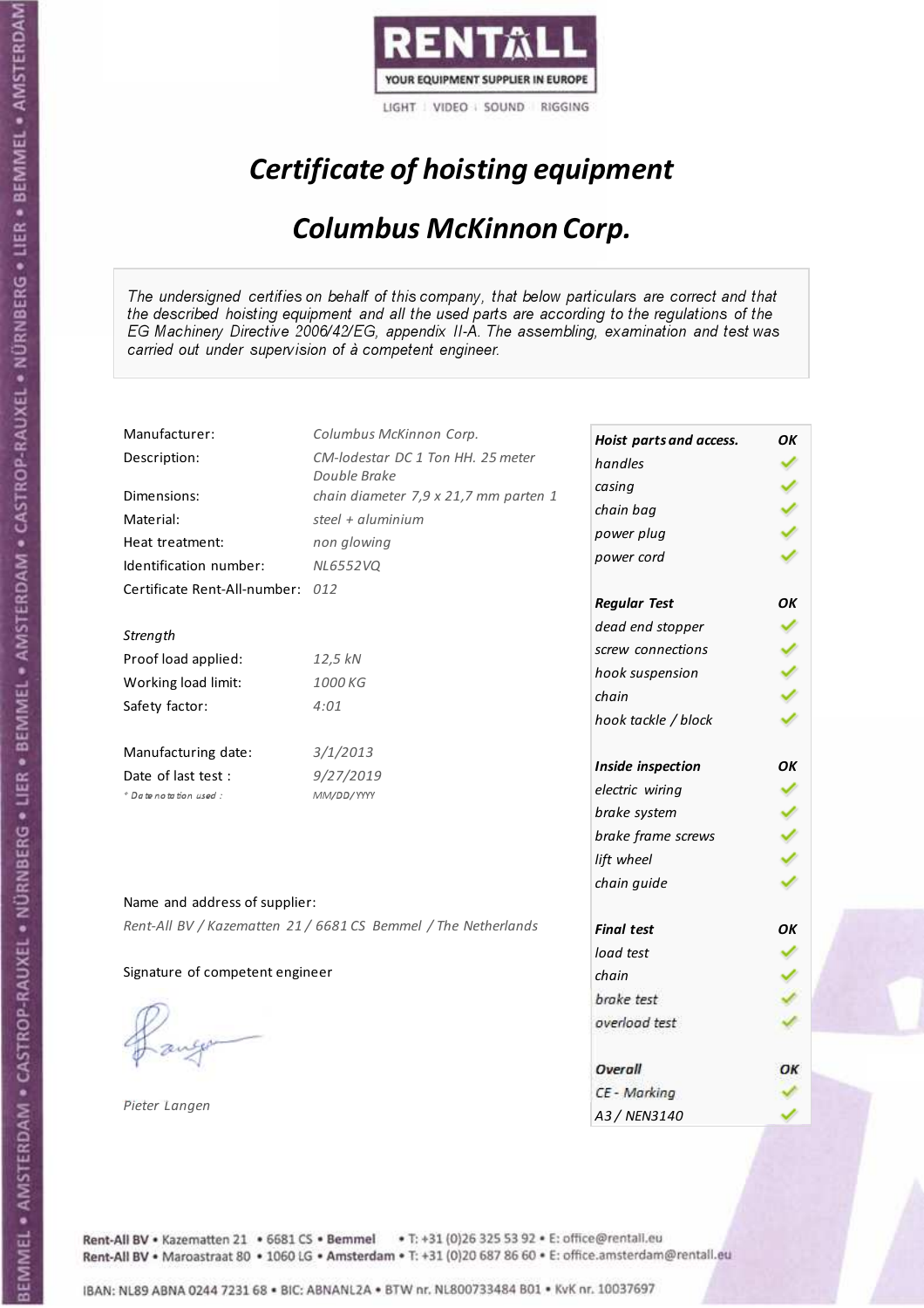RENTALL

YOUR EQUIPMENT SUPPLIER IN EUROPE

LIGHT | VIDEO | SOUND | RIGGING

# *Certificate of hoisting equipment*

## *Columbus McKinnon Corp.*

*The undersigned certifies on behalf of this company, that below particulars are correct and that the described hoisting equipment and all the used parts are according to the regulations of the EG Machinery Directive 2006/42/EG, appendix II-A. The assembling, examination and test was carried out under supervision of à competent engineer.*

| | |
|---|---|
| Manufacturer: | *Columbus McKinnon Corp.* |
| Description: | *CM-lodestar DC 1 Ton HH. 25 meter Double Brake* |
| Dimensions: | *chain diameter 7,9 x 21,7 mm parten 1* |
| Material: | *steel + aluminium* |
| Heat treatment: | *non glowing* |
| Identification number: | *NL6552VQ* |
| Certificate Rent-All-number: | *012* |

*Strength*

| | |
|---|---|
| Proof load applied: | *12,5 kN* |
| Working load limit: | *1000 KG* |
| Safety factor: | *4:01* |

| | |
|---|---|
| Manufacturing date: | *3/1/2013* |
| Date of last test : | *9/27/2019* |
| *\* Date notation used :* | *MM/DD/YYYY* |

Name and address of supplier:

*Rent-All BV / Kazematten 21 / 6681 CS Bemmel / The Netherlands*

Signature of competent engineer

*Pieter Langen*

| ***Hoist parts and access.*** | ***OK*** |
|---|---|
| *handles* | ✓ |
| *casing* | ✓ |
| *chain bag* | ✓ |
| *power plug* | ✓ |
| *power cord* | ✓ |
| ***Regular Test*** | ***OK*** |
| *dead end stopper* | ✓ |
| *screw connections* | ✓ |
| *hook suspension* | ✓ |
| *chain* | ✓ |
| *hook tackle / block* | ✓ |
| ***Inside inspection*** | ***OK*** |
| *electric wiring* | ✓ |
| *brake system* | ✓ |
| *brake frame screws* | ✓ |
| *lift wheel* | ✓ |
| *chain guide* | ✓ |
| ***Final test*** | ***OK*** |
| *load test* | ✓ |
| *chain* | ✓ |
| *brake test* | ✓ |
| *overload test* | ✓ |
| ***Overall*** | ***OK*** |
| *CE - Marking* | ✓ |
| *A3 / NEN3140* | ✓ |

Rent-All BV • Kazematten 21 • 6681 CS • Bemmel • T: +31 (0)26 325 53 92 • E: office@rentall.eu
Rent-All BV • Maroastraat 80 • 1060 LG • Amsterdam • T: +31 (0)20 687 86 60 • E: office.amsterdam@rentall.eu

IBAN: NL89 ABNA 0244 7231 68 • BIC: ABNANL2A • BTW nr. NL800733484 B01 • KvK nr. 10037697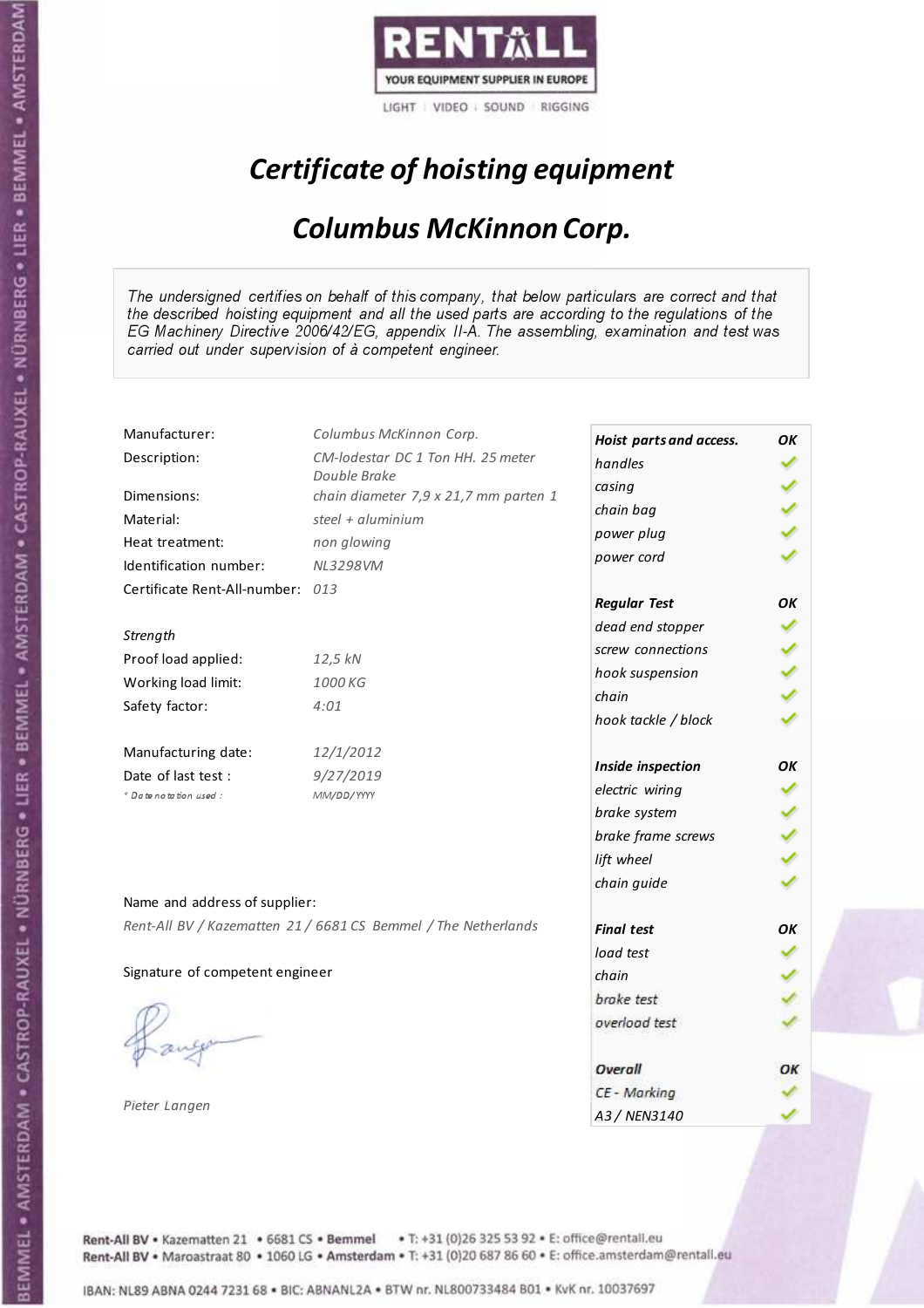RENTALL

YOUR EQUIPMENT SUPPLIER IN EUROPE

LIGHT | VIDEO | SOUND | RIGGING

# *Certificate of hoisting equipment*

## *Columbus McKinnon Corp.*

*The undersigned certifies on behalf of this company, that below particulars are correct and that the described hoisting equipment and all the used parts are according to the regulations of the EG Machinery Directive 2006/42/EG, appendix II-A. The assembling, examination and test was carried out under supervision of à competent engineer.*

| | |
|---|---|
| Manufacturer: | *Columbus McKinnon Corp.* |
| Description: | *CM-lodestar DC 1 Ton HH. 25 meter Double Brake* |
| Dimensions: | *chain diameter 7,9 x 21,7 mm parten 1* |
| Material: | *steel + aluminium* |
| Heat treatment: | *non glowing* |
| Identification number: | *NL3298VM* |
| Certificate Rent-All-number: | *013* |
| *Strength* | |
| Proof load applied: | *12,5 kN* |
| Working load limit: | *1000 KG* |
| Safety factor: | *4:01* |
| Manufacturing date: | *12/1/2012* |
| Date of last test : | *9/27/2019* |
| *\* Date notation used :* | *MM/DD/YYYY* |

| | |
|---|---|
| ***Hoist parts and access.*** | ***OK*** |
| *handles* | ✓ |
| *casing* | ✓ |
| *chain bag* | ✓ |
| *power plug* | ✓ |
| *power cord* | ✓ |
| ***Regular Test*** | ***OK*** |
| *dead end stopper* | ✓ |
| *screw connections* | ✓ |
| *hook suspension* | ✓ |
| *chain* | ✓ |
| *hook tackle / block* | ✓ |
| ***Inside inspection*** | ***OK*** |
| *electric wiring* | ✓ |
| *brake system* | ✓ |
| *brake frame screws* | ✓ |
| *lift wheel* | ✓ |
| *chain guide* | ✓ |
| ***Final test*** | ***OK*** |
| *load test* | ✓ |
| *chain* | ✓ |
| *brake test* | ✓ |
| *overload test* | ✓ |
| ***Overall*** | ***OK*** |
| *CE - Marking* | ✓ |
| *A3 / NEN3140* | ✓ |

Name and address of supplier:

*Rent-All BV / Kazematten 21 / 6681 CS Bemmel / The Netherlands*

Signature of competent engineer

*Pieter Langen*

Rent-All BV • Kazematten 21 • 6681 CS • Bemmel • T: +31 (0)26 325 53 92 • E: office@rentall.eu
Rent-All BV • Maroastraat 80 • 1060 LG • Amsterdam • T: +31 (0)20 687 86 60 • E: office.amsterdam@rentall.eu

IBAN: NL89 ABNA 0244 7231 68 • BIC: ABNANL2A • BTW nr. NL800733484 B01 • KvK nr. 10037697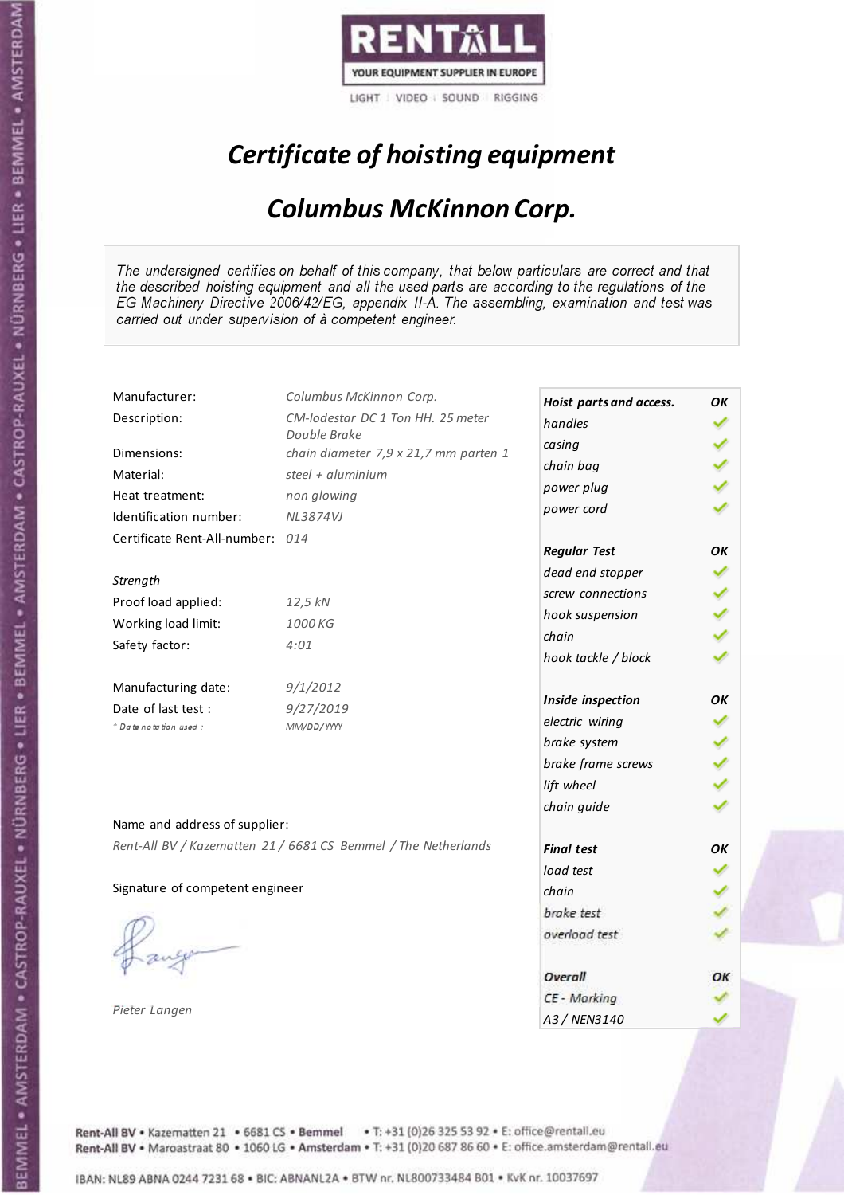RENTALL
YOUR EQUIPMENT SUPPLIER IN EUROPE
LIGHT | VIDEO | SOUND | RIGGING

# *Certificate of hoisting equipment*

## *Columbus McKinnon Corp.*

*The undersigned certifies on behalf of this company, that below particulars are correct and that the described hoisting equipment and all the used parts are according to the regulations of the EG Machinery Directive 2006/42/EG, appendix II-A. The assembling, examination and test was carried out under supervision of à competent engineer.*

| | |
|---|---|
| Manufacturer: | *Columbus McKinnon Corp.* |
| Description: | *CM-lodestar DC 1 Ton HH. 25 meter Double Brake* |
| Dimensions: | *chain diameter 7,9 x 21,7 mm parten 1* |
| Material: | *steel + aluminium* |
| Heat treatment: | *non glowing* |
| Identification number: | *NL3874VJ* |
| Certificate Rent-All-number: | *014* |
| *Strength* | |
| Proof load applied: | *12,5 kN* |
| Working load limit: | *1000 KG* |
| Safety factor: | *4:01* |
| Manufacturing date: | *9/1/2012* |
| Date of last test : | *9/27/2019* |
| *\* Date notation used :* | *MM/DD/YYYY* |

| | |
|---|---|
| ***Hoist parts and access.*** | ***OK*** |
| *handles* | ✓ |
| *casing* | ✓ |
| *chain bag* | ✓ |
| *power plug* | ✓ |
| *power cord* | ✓ |
| ***Regular Test*** | ***OK*** |
| *dead end stopper* | ✓ |
| *screw connections* | ✓ |
| *hook suspension* | ✓ |
| *chain* | ✓ |
| *hook tackle / block* | ✓ |
| ***Inside inspection*** | ***OK*** |
| *electric wiring* | ✓ |
| *brake system* | ✓ |
| *brake frame screws* | ✓ |
| *lift wheel* | ✓ |
| *chain guide* | ✓ |
| ***Final test*** | ***OK*** |
| *load test* | ✓ |
| *chain* | ✓ |
| *brake test* | ✓ |
| *overload test* | ✓ |
| ***Overall*** | ***OK*** |
| *CE - Marking* | ✓ |
| *A3 / NEN3140* | ✓ |

Name and address of supplier:

*Rent-All BV / Kazematten 21 / 6681 CS Bemmel / The Netherlands*

Signature of competent engineer

*Pieter Langen*

**Rent-All BV** • Kazematten 21 • 6681 CS • **Bemmel** • T: +31 (0)26 325 53 92 • E: office@rentall.eu
**Rent-All BV** • Maroastraat 80 • 1060 LG • **Amsterdam** • T: +31 (0)20 687 86 60 • E: office.amsterdam@rentall.eu

IBAN: NL89 ABNA 0244 7231 68 • BIC: ABNANL2A • BTW nr. NL800733484 B01 • KvK nr. 10037697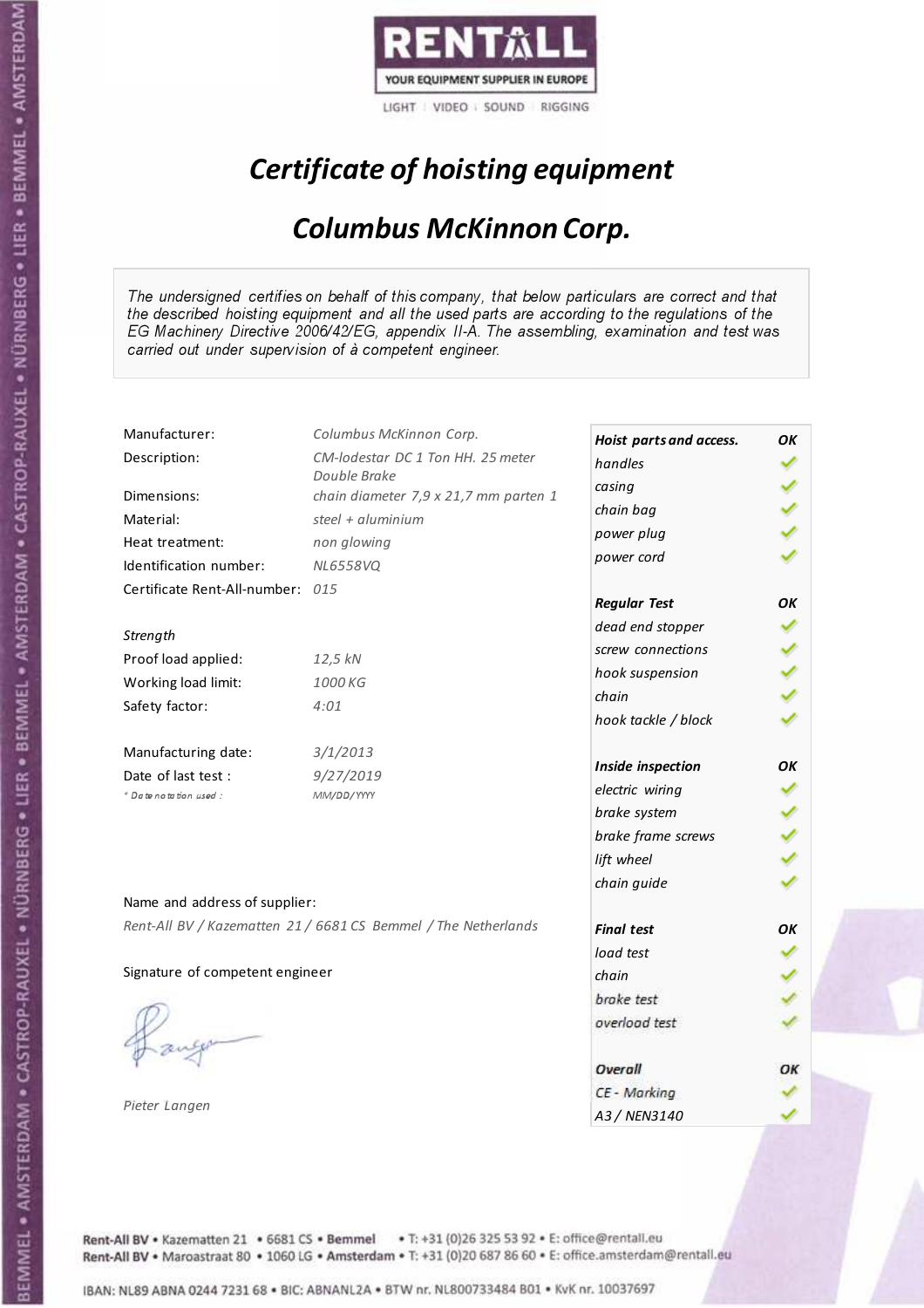RENTALL

YOUR EQUIPMENT SUPPLIER IN EUROPE

LIGHT | VIDEO | SOUND | RIGGING

# *Certificate of hoisting equipment*

## *Columbus McKinnon Corp.*

*The undersigned certifies on behalf of this company, that below particulars are correct and that the described hoisting equipment and all the used parts are according to the regulations of the EG Machinery Directive 2006/42/EG, appendix II-A. The assembling, examination and test was carried out under supervision of à competent engineer.*

| | |
|---|---|
| Manufacturer: | *Columbus McKinnon Corp.* |
| Description: | *CM-lodestar DC 1 Ton HH. 25 meter Double Brake* |
| Dimensions: | *chain diameter 7,9 x 21,7 mm parten 1* |
| Material: | *steel + aluminium* |
| Heat treatment: | *non glowing* |
| Identification number: | *NL6558VQ* |
| Certificate Rent-All-number: | *015* |

*Strength*

| | |
|---|---|
| Proof load applied: | *12,5 kN* |
| Working load limit: | *1000 KG* |
| Safety factor: | *4:01* |

| | |
|---|---|
| Manufacturing date: | *3/1/2013* |
| Date of last test : | *9/27/2019* |
| *\* Date notation used :* | *MM/DD/YYYY* |

| | |
|---|---|
| ***Hoist parts and access.*** | ***OK*** |
| *handles* | ✓ |
| *casing* | ✓ |
| *chain bag* | ✓ |
| *power plug* | ✓ |
| *power cord* | ✓ |
| ***Regular Test*** | ***OK*** |
| *dead end stopper* | ✓ |
| *screw connections* | ✓ |
| *hook suspension* | ✓ |
| *chain* | ✓ |
| *hook tackle / block* | ✓ |
| ***Inside inspection*** | ***OK*** |
| *electric wiring* | ✓ |
| *brake system* | ✓ |
| *brake frame screws* | ✓ |
| *lift wheel* | ✓ |
| *chain guide* | ✓ |
| ***Final test*** | ***OK*** |
| *load test* | ✓ |
| *chain* | ✓ |
| *brake test* | ✓ |
| *overload test* | ✓ |
| ***Overall*** | ***OK*** |
| *CE - Marking* | ✓ |
| *A3 / NEN3140* | ✓ |

Name and address of supplier:

*Rent-All BV / Kazematten 21 / 6681 CS Bemmel / The Netherlands*

Signature of competent engineer

*Pieter Langen*

Rent-All BV • Kazematten 21 • 6681 CS • **Bemmel** • T: +31 (0)26 325 53 92 • E: office@rentall.eu
Rent-All BV • Maroastraat 80 • 1060 LG • **Amsterdam** • T: +31 (0)20 687 86 60 • E: office.amsterdam@rentall.eu

IBAN: NL89 ABNA 0244 7231 68 • BIC: ABNANL2A • BTW nr. NL800733484 B01 • KvK nr. 10037697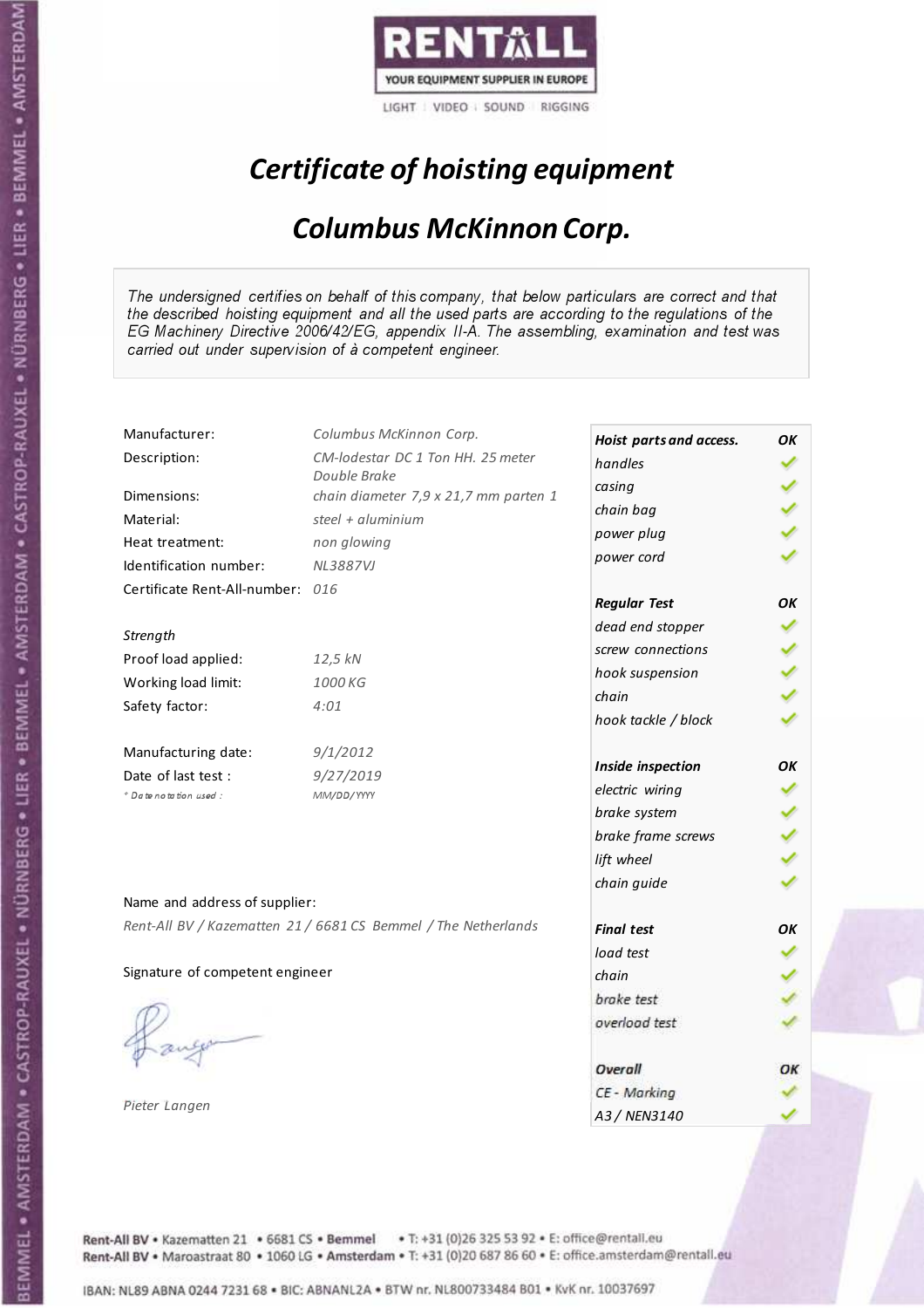RENTALL
YOUR EQUIPMENT SUPPLIER IN EUROPE
LIGHT | VIDEO | SOUND | RIGGING

# *Certificate of hoisting equipment*

## *Columbus McKinnon Corp.*

*The undersigned certifies on behalf of this company, that below particulars are correct and that the described hoisting equipment and all the used parts are according to the regulations of the EG Machinery Directive 2006/42/EG, appendix II-A. The assembling, examination and test was carried out under supervision of à competent engineer.*

| | |
|---|---|
| Manufacturer: | *Columbus McKinnon Corp.* |
| Description: | *CM-lodestar DC 1 Ton HH. 25 meter Double Brake* |
| Dimensions: | *chain diameter 7,9 x 21,7 mm parten 1* |
| Material: | *steel + aluminium* |
| Heat treatment: | *non glowing* |
| Identification number: | *NL3887VJ* |
| Certificate Rent-All-number: | *016* |

*Strength*

| | |
|---|---|
| Proof load applied: | *12,5 kN* |
| Working load limit: | *1000 KG* |
| Safety factor: | *4:01* |

| | |
|---|---|
| Manufacturing date: | *9/1/2012* |
| Date of last test : | *9/27/2019* |
| *Date notation used :* | *MM/DD/YYYY* |

| | |
|---|---|
| ***Hoist parts and access.*** | ***OK*** |
| *handles* | ✓ |
| *casing* | ✓ |
| *chain bag* | ✓ |
| *power plug* | ✓ |
| *power cord* | ✓ |
| ***Regular Test*** | ***OK*** |
| *dead end stopper* | ✓ |
| *screw connections* | ✓ |
| *hook suspension* | ✓ |
| *chain* | ✓ |
| *hook tackle / block* | ✓ |
| ***Inside inspection*** | ***OK*** |
| *electric wiring* | ✓ |
| *brake system* | ✓ |
| *brake frame screws* | ✓ |
| *lift wheel* | ✓ |
| *chain guide* | ✓ |
| ***Final test*** | ***OK*** |
| *load test* | ✓ |
| *chain* | ✓ |
| *brake test* | ✓ |
| *overload test* | ✓ |
| ***Overall*** | ***OK*** |
| *CE - Marking* | ✓ |
| *A3 / NEN3140* | ✓ |

Name and address of supplier:

*Rent-All BV / Kazematten 21 / 6681 CS Bemmel / The Netherlands*

Signature of competent engineer

*Pieter Langen*

Rent-All BV • Kazematten 21 • 6681 CS • **Bemmel** • T: +31 (0)26 325 53 92 • E: office@rentall.eu
Rent-All BV • Maroastraat 80 • 1060 LG • **Amsterdam** • T: +31 (0)20 687 86 60 • E: office.amsterdam@rentall.eu

IBAN: NL89 ABNA 0244 7231 68 • BIC: ABNANL2A • BTW nr. NL800733484 B01 • KvK nr. 10037697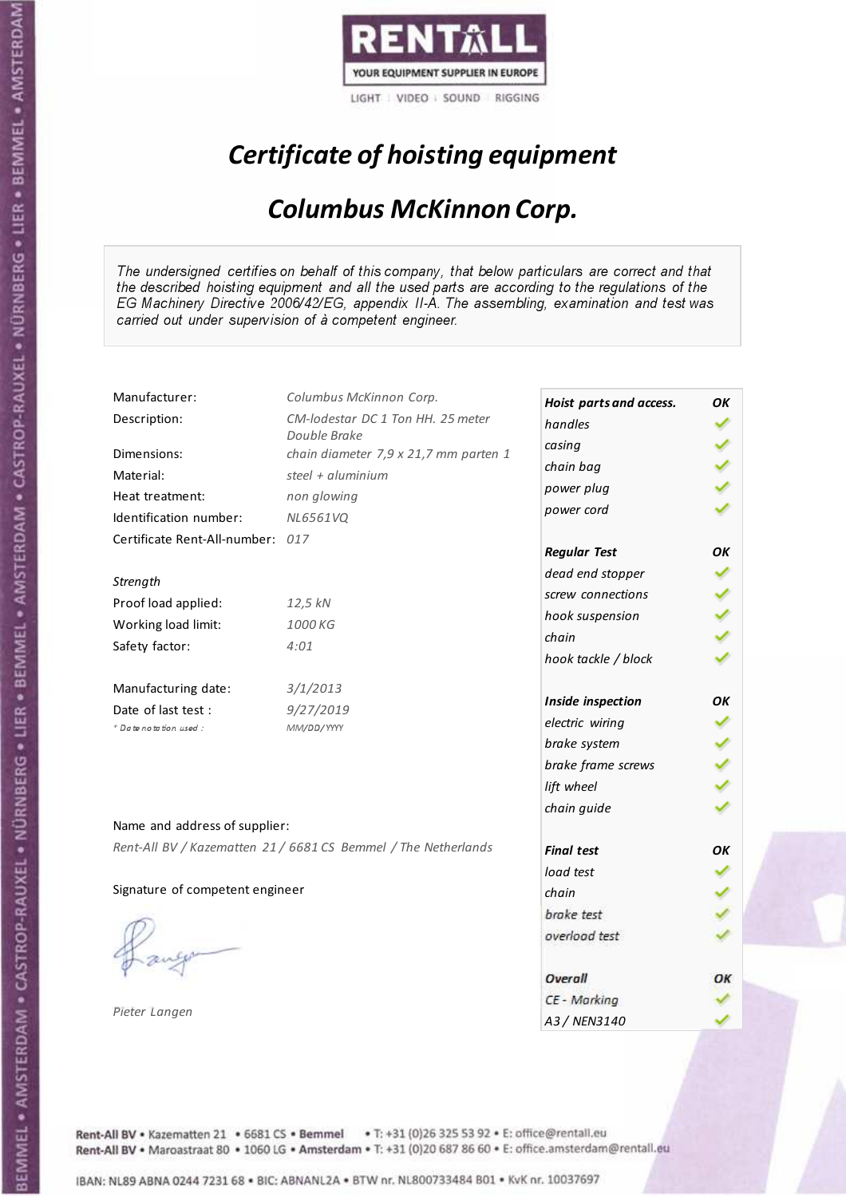RENTALL

YOUR EQUIPMENT SUPPLIER IN EUROPE

LIGHT | VIDEO | SOUND | RIGGING

# *Certificate of hoisting equipment*

## *Columbus McKinnon Corp.*

*The undersigned certifies on behalf of this company, that below particulars are correct and that the described hoisting equipment and all the used parts are according to the regulations of the EG Machinery Directive 2006/42/EG, appendix II-A. The assembling, examination and test was carried out under supervision of à competent engineer.*

| | |
|---|---|
| Manufacturer: | *Columbus McKinnon Corp.* |
| Description: | *CM-lodestar DC 1 Ton HH. 25 meter Double Brake* |
| Dimensions: | *chain diameter 7,9 x 21,7 mm parten 1* |
| Material: | *steel + aluminium* |
| Heat treatment: | *non glowing* |
| Identification number: | *NL6561VQ* |
| Certificate Rent-All-number: | *017* |

*Strength*

| | |
|---|---|
| Proof load applied: | *12,5 kN* |
| Working load limit: | *1000 KG* |
| Safety factor: | *4:01* |

| | |
|---|---|
| Manufacturing date: | *3/1/2013* |
| Date of last test : | *9/27/2019* |
| *\* Date notation used :* | *MM/DD/YYYY* |

| | |
|---|---|
| ***Hoist parts and access.*** | ***OK*** |
| *handles* | ✓ |
| *casing* | ✓ |
| *chain bag* | ✓ |
| *power plug* | ✓ |
| *power cord* | ✓ |
| ***Regular Test*** | ***OK*** |
| *dead end stopper* | ✓ |
| *screw connections* | ✓ |
| *hook suspension* | ✓ |
| *chain* | ✓ |
| *hook tackle / block* | ✓ |
| ***Inside inspection*** | ***OK*** |
| *electric wiring* | ✓ |
| *brake system* | ✓ |
| *brake frame screws* | ✓ |
| *lift wheel* | ✓ |
| *chain guide* | ✓ |
| ***Final test*** | ***OK*** |
| *load test* | ✓ |
| *chain* | ✓ |
| *brake test* | ✓ |
| *overload test* | ✓ |
| ***Overall*** | ***OK*** |
| *CE - Marking* | ✓ |
| *A3 / NEN3140* | ✓ |

Name and address of supplier:

*Rent-All BV / Kazematten 21 / 6681 CS Bemmel / The Netherlands*

Signature of competent engineer

*Pieter Langen*

**Rent-All BV** • Kazematten 21 • 6681 CS • **Bemmel** • T: +31 (0)26 325 53 92 • E: office@rentall.eu
**Rent-All BV** • Maroastraat 80 • 1060 LG • **Amsterdam** • T: +31 (0)20 687 86 60 • E: office.amsterdam@rentall.eu

IBAN: NL89 ABNA 0244 7231 68 • BIC: ABNANL2A • BTW nr. NL800733484 B01 • KvK nr. 10037697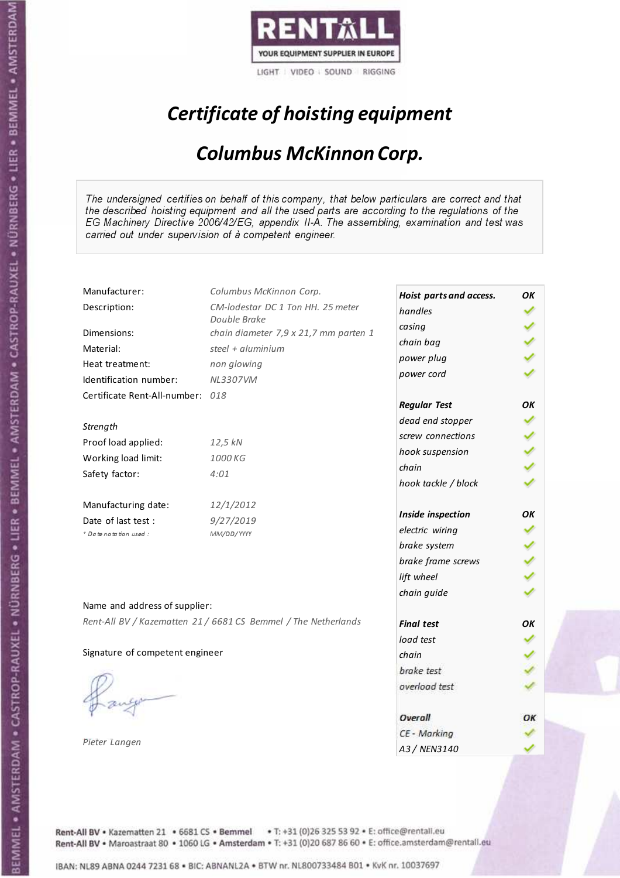RENTALL

YOUR EQUIPMENT SUPPLIER IN EUROPE

LIGHT | VIDEO | SOUND | RIGGING

# *Certificate of hoisting equipment*

## *Columbus McKinnon Corp.*

*The undersigned certifies on behalf of this company, that below particulars are correct and that the described hoisting equipment and all the used parts are according to the regulations of the EG Machinery Directive 2006/42/EG, appendix II-A. The assembling, examination and test was carried out under supervision of à competent engineer.*

| | |
|---|---|
| Manufacturer: | *Columbus McKinnon Corp.* |
| Description: | *CM-lodestar DC 1 Ton HH. 25 meter Double Brake* |
| Dimensions: | *chain diameter 7,9 x 21,7 mm parten 1* |
| Material: | *steel + aluminium* |
| Heat treatment: | *non glowing* |
| Identification number: | *NL3307VM* |
| Certificate Rent-All-number: | *018* |

*Strength*

| | |
|---|---|
| Proof load applied: | *12,5 kN* |
| Working load limit: | *1000 KG* |
| Safety factor: | *4:01* |

| | |
|---|---|
| Manufacturing date: | *12/1/2012* |
| Date of last test : | *9/27/2019* |
| *\* Date notation used :* | *MM/DD/YYYY* |

Name and address of supplier:

*Rent-All BV / Kazematten 21 / 6681 CS Bemmel / The Netherlands*

Signature of competent engineer

*Pieter Langen*

| ***Hoist parts and access.*** | ***OK*** |
|---|---|
| *handles* | ✓ |
| *casing* | ✓ |
| *chain bag* | ✓ |
| *power plug* | ✓ |
| *power cord* | ✓ |
| ***Regular Test*** | ***OK*** |
| *dead end stopper* | ✓ |
| *screw connections* | ✓ |
| *hook suspension* | ✓ |
| *chain* | ✓ |
| *hook tackle / block* | ✓ |
| ***Inside inspection*** | ***OK*** |
| *electric wiring* | ✓ |
| *brake system* | ✓ |
| *brake frame screws* | ✓ |
| *lift wheel* | ✓ |
| *chain guide* | ✓ |
| ***Final test*** | ***OK*** |
| *load test* | ✓ |
| *chain* | ✓ |
| *brake test* | ✓ |
| *overload test* | ✓ |
| ***Overall*** | ***OK*** |
| *CE - Marking* | ✓ |
| *A3 / NEN3140* | ✓ |

Rent-All BV • Kazematten 21 • 6681 CS • Bemmel • T: +31 (0)26 325 53 92 • E: office@rentall.eu
Rent-All BV • Maroastraat 80 • 1060 LG • Amsterdam • T: +31 (0)20 687 86 60 • E: office.amsterdam@rentall.eu

IBAN: NL89 ABNA 0244 7231 68 • BIC: ABNANL2A • BTW nr. NL800733484 B01 • KvK nr. 10037697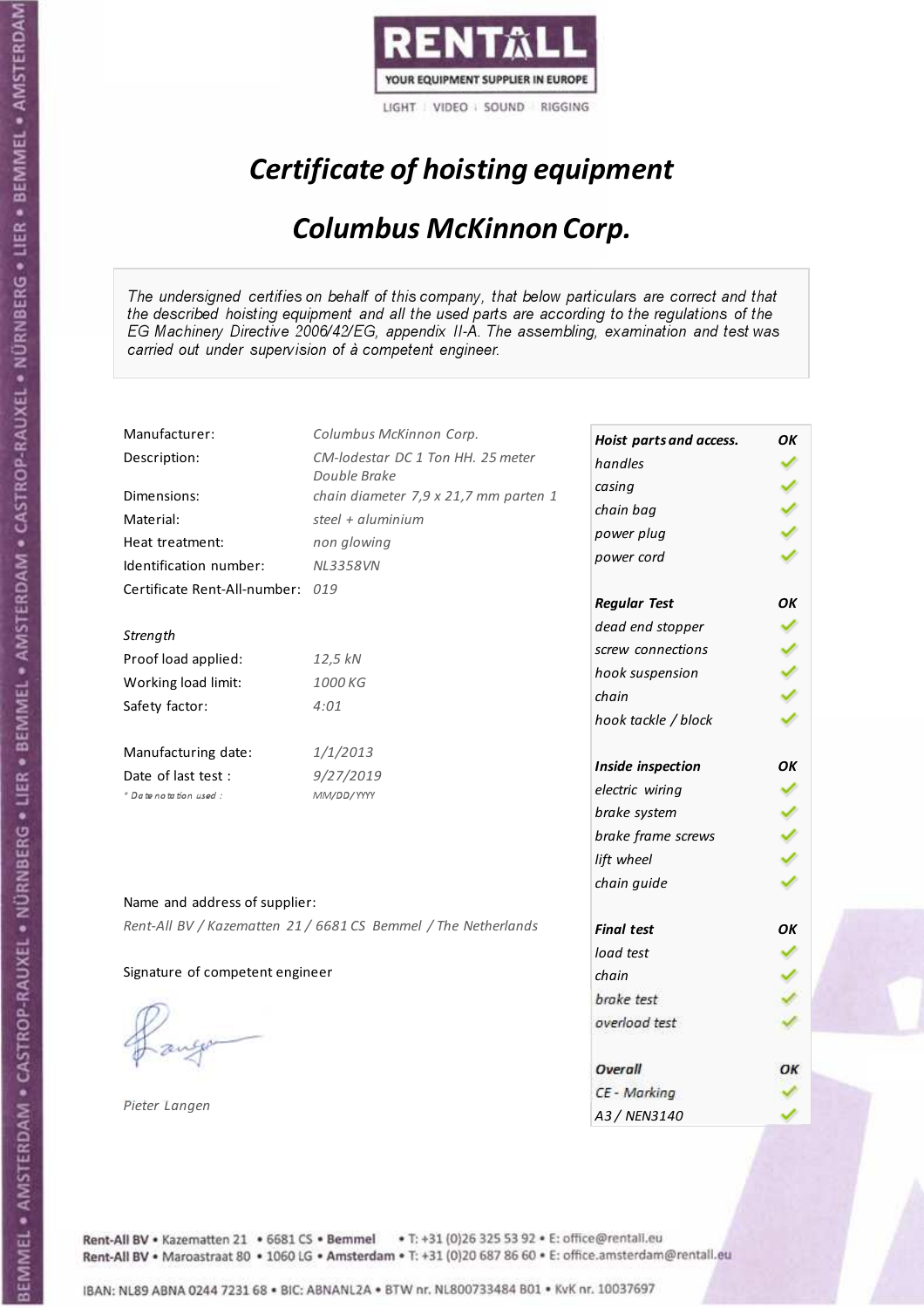RENTALL
YOUR EQUIPMENT SUPPLIER IN EUROPE
LIGHT | VIDEO | SOUND | RIGGING

# *Certificate of hoisting equipment*

## *Columbus McKinnon Corp.*

*The undersigned certifies on behalf of this company, that below particulars are correct and that the described hoisting equipment and all the used parts are according to the regulations of the EG Machinery Directive 2006/42/EG, appendix II-A. The assembling, examination and test was carried out under supervision of à competent engineer.*

| | |
|---|---|
| Manufacturer: | *Columbus McKinnon Corp.* |
| Description: | *CM-lodestar DC 1 Ton HH. 25 meter Double Brake* |
| Dimensions: | *chain diameter 7,9 x 21,7 mm parten 1* |
| Material: | *steel + aluminium* |
| Heat treatment: | *non glowing* |
| Identification number: | *NL3358VN* |
| Certificate Rent-All-number: | *019* |
| *Strength* | |
| Proof load applied: | *12,5 kN* |
| Working load limit: | *1000 KG* |
| Safety factor: | *4:01* |
| Manufacturing date: | *1/1/2013* |
| Date of last test : | *9/27/2019* |
| *\* Date notation used :* | *MM/DD/YYYY* |

| | |
|---|---|
| ***Hoist parts and access.*** | ***OK*** |
| *handles* | ✓ |
| *casing* | ✓ |
| *chain bag* | ✓ |
| *power plug* | ✓ |
| *power cord* | ✓ |
| ***Regular Test*** | ***OK*** |
| *dead end stopper* | ✓ |
| *screw connections* | ✓ |
| *hook suspension* | ✓ |
| *chain* | ✓ |
| *hook tackle / block* | ✓ |
| ***Inside inspection*** | ***OK*** |
| *electric wiring* | ✓ |
| *brake system* | ✓ |
| *brake frame screws* | ✓ |
| *lift wheel* | ✓ |
| *chain guide* | ✓ |
| ***Final test*** | ***OK*** |
| *load test* | ✓ |
| *chain* | ✓ |
| *brake test* | ✓ |
| *overload test* | ✓ |
| ***Overall*** | ***OK*** |
| *CE - Marking* | ✓ |
| *A3 / NEN3140* | ✓ |

Name and address of supplier:

*Rent-All BV / Kazematten 21 / 6681 CS Bemmel / The Netherlands*

Signature of competent engineer

*Pieter Langen*

Rent-All BV • Kazematten 21 • 6681 CS • **Bemmel** • T: +31 (0)26 325 53 92 • E: office@rentall.eu
Rent-All BV • Maroastraat 80 • 1060 LG • **Amsterdam** • T: +31 (0)20 687 86 60 • E: office.amsterdam@rentall.eu

IBAN: NL89 ABNA 0244 7231 68 • BIC: ABNANL2A • BTW nr. NL800733484 B01 • KvK nr. 10037697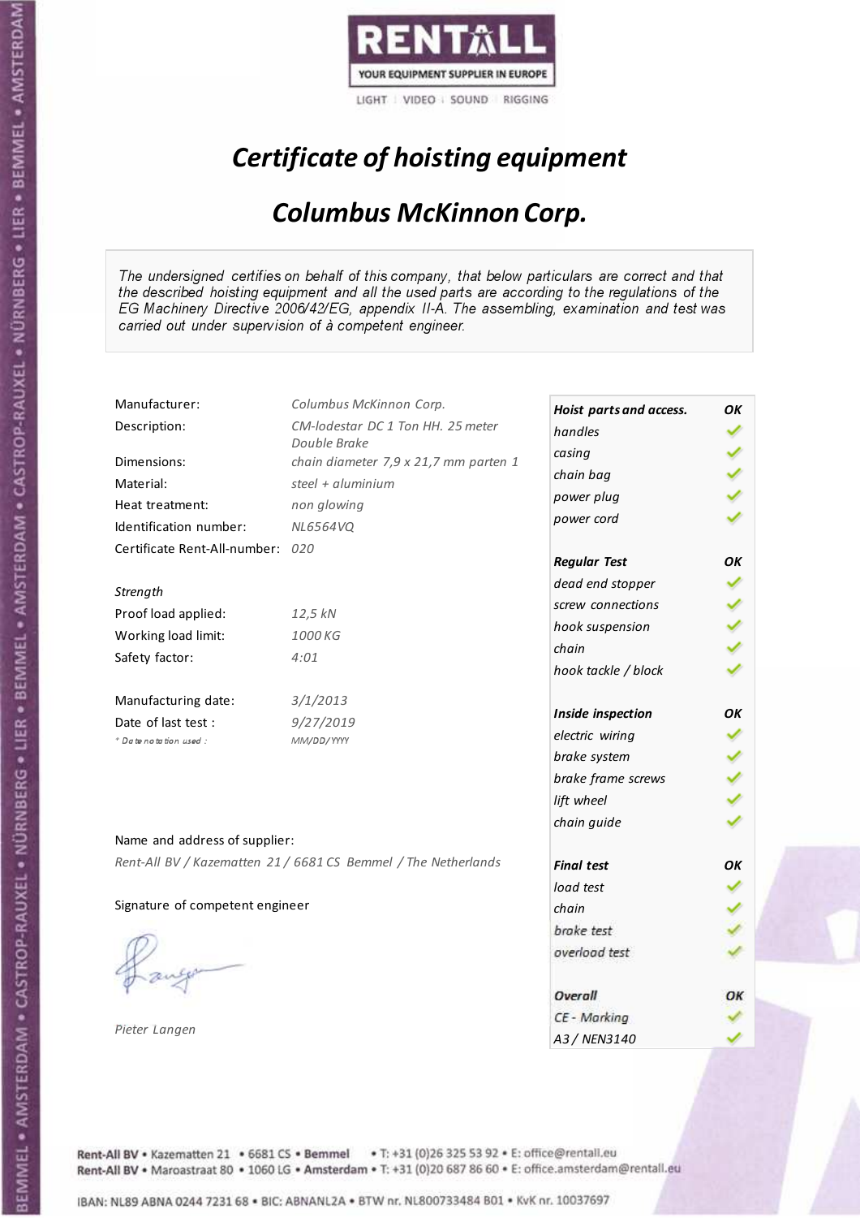RENTALL
YOUR EQUIPMENT SUPPLIER IN EUROPE
LIGHT | VIDEO | SOUND | RIGGING

# *Certificate of hoisting equipment*

## *Columbus McKinnon Corp.*

*The undersigned certifies on behalf of this company, that below particulars are correct and that the described hoisting equipment and all the used parts are according to the regulations of the EG Machinery Directive 2006/42/EG, appendix II-A. The assembling, examination and test was carried out under supervision of à competent engineer.*

| | |
|---|---|
| Manufacturer: | *Columbus McKinnon Corp.* |
| Description: | *CM-lodestar DC 1 Ton HH. 25 meter Double Brake* |
| Dimensions: | *chain diameter 7,9 x 21,7 mm parten 1* |
| Material: | *steel + aluminium* |
| Heat treatment: | *non glowing* |
| Identification number: | *NL6564VQ* |
| Certificate Rent-All-number: | *020* |

*Strength*

| | |
|---|---|
| Proof load applied: | *12,5 kN* |
| Working load limit: | *1000 KG* |
| Safety factor: | *4:01* |

| | |
|---|---|
| Manufacturing date: | *3/1/2013* |
| Date of last test : | *9/27/2019* |
| *\* Date notation used :* | *MM/DD/YYYY* |

| | |
|---|---|
| ***Hoist parts and access.*** | ***OK*** |
| *handles* | ✓ |
| *casing* | ✓ |
| *chain bag* | ✓ |
| *power plug* | ✓ |
| *power cord* | ✓ |
| ***Regular Test*** | ***OK*** |
| *dead end stopper* | ✓ |
| *screw connections* | ✓ |
| *hook suspension* | ✓ |
| *chain* | ✓ |
| *hook tackle / block* | ✓ |
| ***Inside inspection*** | ***OK*** |
| *electric wiring* | ✓ |
| *brake system* | ✓ |
| *brake frame screws* | ✓ |
| *lift wheel* | ✓ |
| *chain guide* | ✓ |
| ***Final test*** | ***OK*** |
| *load test* | ✓ |
| *chain* | ✓ |
| *brake test* | ✓ |
| *overload test* | ✓ |
| ***Overall*** | ***OK*** |
| *CE - Marking* | ✓ |
| *A3 / NEN3140* | ✓ |

Name and address of supplier:

*Rent-All BV / Kazematten 21 / 6681 CS Bemmel / The Netherlands*

Signature of competent engineer

*Pieter Langen*

Rent-All BV • Kazematten 21 • 6681 CS • Bemmel • T: +31 (0)26 325 53 92 • E: office@rentall.eu
Rent-All BV • Maroastraat 80 • 1060 LG • Amsterdam • T: +31 (0)20 687 86 60 • E: office.amsterdam@rentall.eu

IBAN: NL89 ABNA 0244 7231 68 • BIC: ABNANL2A • BTW nr. NL800733484 B01 • KvK nr. 10037697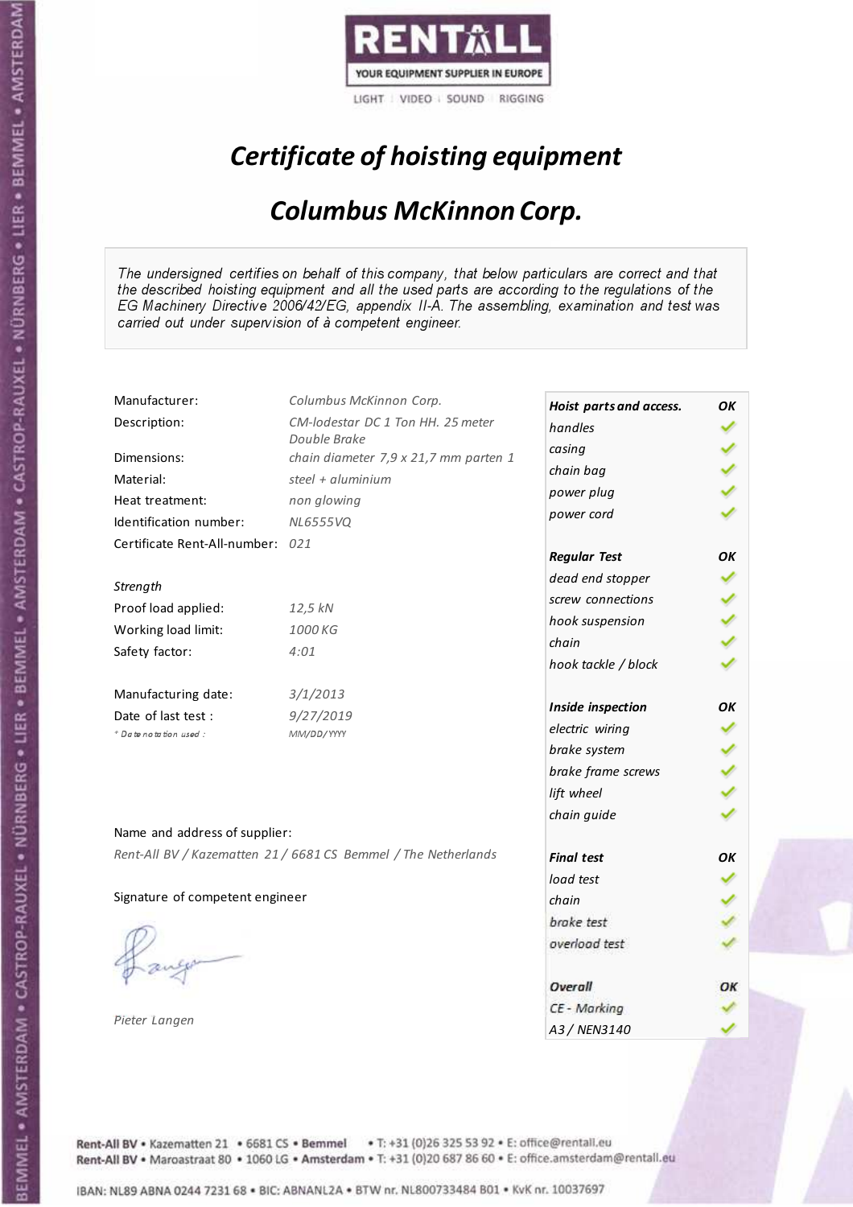RENTALL
YOUR EQUIPMENT SUPPLIER IN EUROPE
LIGHT | VIDEO | SOUND | RIGGING

# *Certificate of hoisting equipment*

## *Columbus McKinnon Corp.*

*The undersigned certifies on behalf of this company, that below particulars are correct and that the described hoisting equipment and all the used parts are according to the regulations of the EG Machinery Directive 2006/42/EG, appendix II-A. The assembling, examination and test was carried out under supervision of à competent engineer.*

| | |
|---|---|
| Manufacturer: | *Columbus McKinnon Corp.* |
| Description: | *CM-lodestar DC 1 Ton HH. 25 meter Double Brake* |
| Dimensions: | *chain diameter 7,9 x 21,7 mm parten 1* |
| Material: | *steel + aluminium* |
| Heat treatment: | *non glowing* |
| Identification number: | *NL6555VQ* |
| Certificate Rent-All-number: | *021* |
| | |
| *Strength* | |
| Proof load applied: | *12,5 kN* |
| Working load limit: | *1000 KG* |
| Safety factor: | *4:01* |
| | |
| Manufacturing date: | *3/1/2013* |
| Date of last test : | *9/27/2019* |
| *\* Date notation used :* | *MM/DD/YYYY* |

| | |
|---|---|
| ***Hoist parts and access.*** | ***OK*** |
| *handles* | ✓ |
| *casing* | ✓ |
| *chain bag* | ✓ |
| *power plug* | ✓ |
| *power cord* | ✓ |
| ***Regular Test*** | ***OK*** |
| *dead end stopper* | ✓ |
| *screw connections* | ✓ |
| *hook suspension* | ✓ |
| *chain* | ✓ |
| *hook tackle / block* | ✓ |
| ***Inside inspection*** | ***OK*** |
| *electric wiring* | ✓ |
| *brake system* | ✓ |
| *brake frame screws* | ✓ |
| *lift wheel* | ✓ |
| *chain guide* | ✓ |
| ***Final test*** | ***OK*** |
| *load test* | ✓ |
| *chain* | ✓ |
| *brake test* | ✓ |
| *overload test* | ✓ |
| ***Overall*** | ***OK*** |
| *CE - Marking* | ✓ |
| *A3 / NEN3140* | ✓ |

Name and address of supplier:

*Rent-All BV / Kazematten 21 / 6681 CS Bemmel / The Netherlands*

Signature of competent engineer

*Pieter Langen*

Rent-All BV • Kazematten 21 • 6681 CS • Bemmel • T: +31 (0)26 325 53 92 • E: office@rentall.eu
Rent-All BV • Maroastraat 80 • 1060 LG • Amsterdam • T: +31 (0)20 687 86 60 • E: office.amsterdam@rentall.eu

IBAN: NL89 ABNA 0244 7231 68 • BIC: ABNANL2A • BTW nr. NL800733484 B01 • KvK nr. 10037697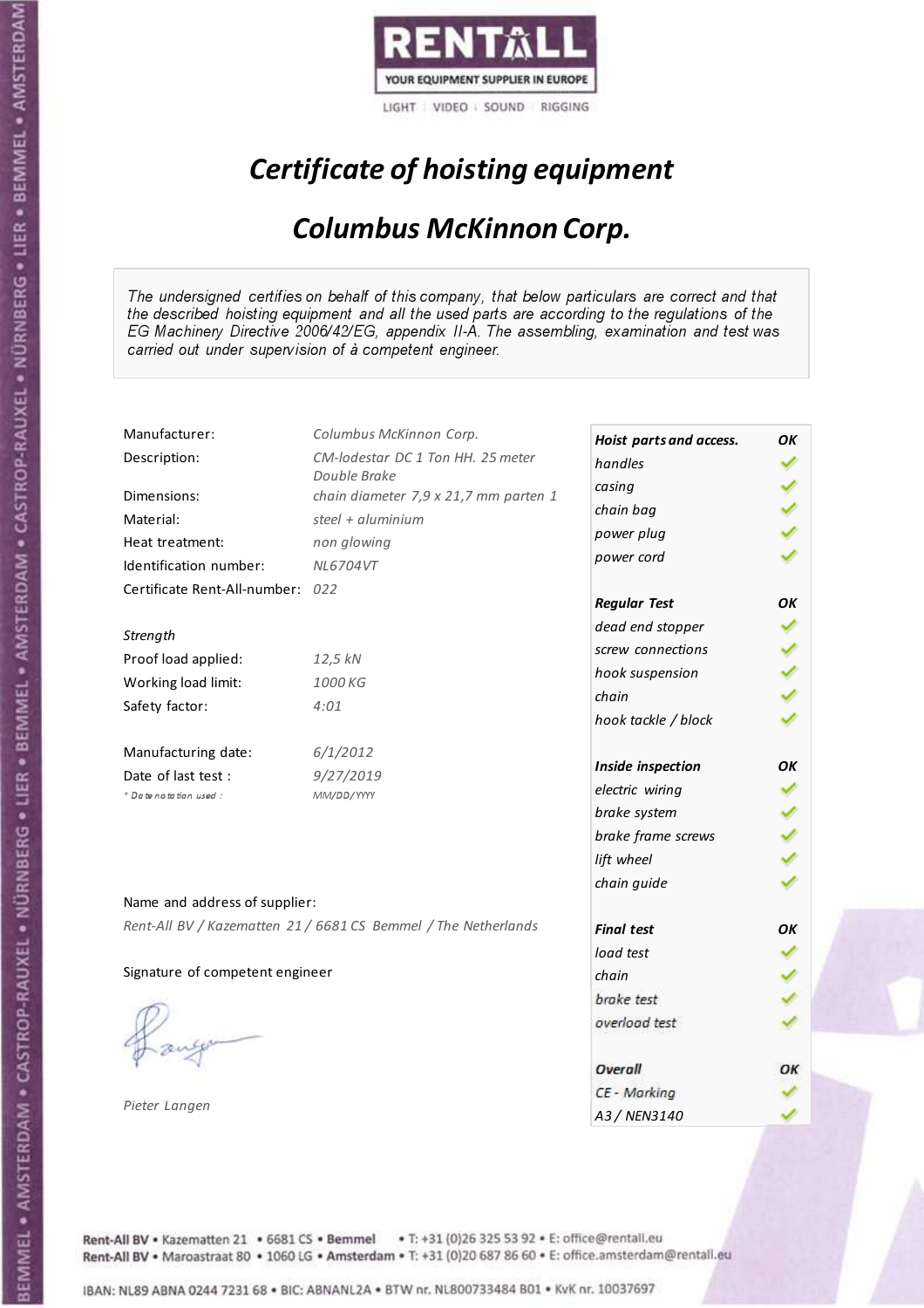RENTALL
YOUR EQUIPMENT SUPPLIER IN EUROPE
LIGHT | VIDEO | SOUND | RIGGING

# *Certificate of hoisting equipment*

## *Columbus McKinnon Corp.*

*The undersigned certifies on behalf of this company, that below particulars are correct and that the described hoisting equipment and all the used parts are according to the regulations of the EG Machinery Directive 2006/42/EG, appendix II-A. The assembling, examination and test was carried out under supervision of à competent engineer.*

| | |
|---|---|
| Manufacturer: | *Columbus McKinnon Corp.* |
| Description: | *CM-lodestar DC 1 Ton HH. 25 meter Double Brake* |
| Dimensions: | *chain diameter 7,9 x 21,7 mm parten 1* |
| Material: | *steel + aluminium* |
| Heat treatment: | *non glowing* |
| Identification number: | *NL6704VT* |
| Certificate Rent-All-number: | *022* |
| *Strength* | |
| Proof load applied: | *12,5 kN* |
| Working load limit: | *1000 KG* |
| Safety factor: | *4:01* |
| Manufacturing date: | *6/1/2012* |
| Date of last test : | *9/27/2019* |
| *\* Date notation used :* | *MM/DD/YYYY* |

Name and address of supplier:

*Rent-All BV / Kazematten 21 / 6681 CS Bemmel / The Netherlands*

Signature of competent engineer

*Pieter Langen*

| ***Hoist parts and access.*** | ***OK*** |
|---|---|
| *handles* | ✓ |
| *casing* | ✓ |
| *chain bag* | ✓ |
| *power plug* | ✓ |
| *power cord* | ✓ |
| ***Regular Test*** | ***OK*** |
| *dead end stopper* | ✓ |
| *screw connections* | ✓ |
| *hook suspension* | ✓ |
| *chain* | ✓ |
| *hook tackle / block* | ✓ |
| ***Inside inspection*** | ***OK*** |
| *electric wiring* | ✓ |
| *brake system* | ✓ |
| *brake frame screws* | ✓ |
| *lift wheel* | ✓ |
| *chain guide* | ✓ |
| ***Final test*** | ***OK*** |
| *load test* | ✓ |
| *chain* | ✓ |
| *brake test* | ✓ |
| *overload test* | ✓ |
| ***Overall*** | ***OK*** |
| *CE - Marking* | ✓ |
| *A3 / NEN3140* | ✓ |

Rent-All BV • Kazematten 21 • 6681 CS • Bemmel • T: +31 (0)26 325 53 92 • E: office@rentall.eu
Rent-All BV • Maroastraat 80 • 1060 LG • Amsterdam • T: +31 (0)20 687 86 60 • E: office.amsterdam@rentall.eu

IBAN: NL89 ABNA 0244 7231 68 • BIC: ABNANL2A • BTW nr. NL800733484 B01 • KvK nr. 10037697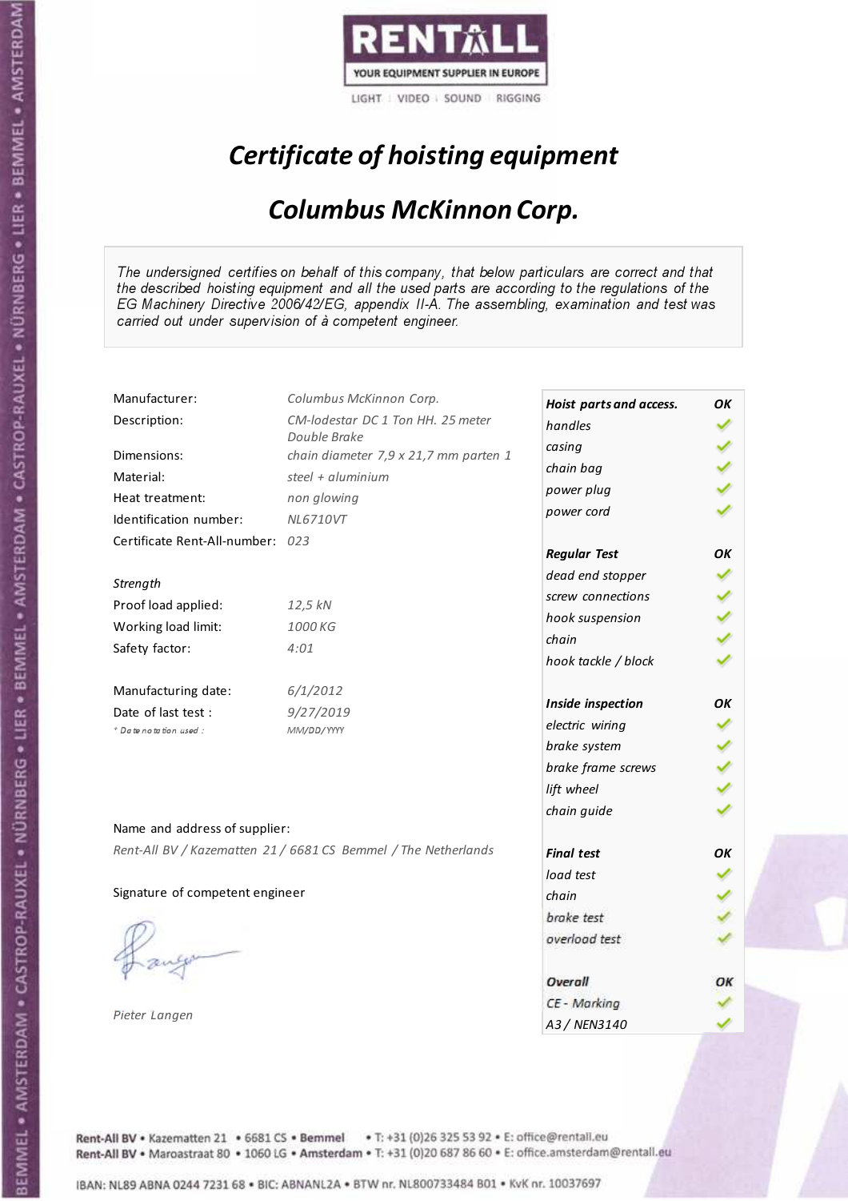RENTALL

YOUR EQUIPMENT SUPPLIER IN EUROPE

LIGHT | VIDEO | SOUND | RIGGING

# *Certificate of hoisting equipment*

## *Columbus McKinnon Corp.*

*The undersigned certifies on behalf of this company, that below particulars are correct and that the described hoisting equipment and all the used parts are according to the regulations of the EG Machinery Directive 2006/42/EG, appendix II-A. The assembling, examination and test was carried out under supervision of à competent engineer.*

| | |
|---|---|
| Manufacturer: | *Columbus McKinnon Corp.* |
| Description: | *CM-lodestar DC 1 Ton HH. 25 meter Double Brake* |
| Dimensions: | *chain diameter 7,9 x 21,7 mm parten 1* |
| Material: | *steel + aluminium* |
| Heat treatment: | *non glowing* |
| Identification number: | *NL6710VT* |
| Certificate Rent-All-number: | *023* |

*Strength*

| | |
|---|---|
| Proof load applied: | *12,5 kN* |
| Working load limit: | *1000 KG* |
| Safety factor: | *4:01* |

| | |
|---|---|
| Manufacturing date: | *6/1/2012* |
| Date of last test : | *9/27/2019* |
| *\* Date notation used :* | *MM/DD/YYYY* |

| ***Hoist parts and access.*** | ***OK*** |
|---|---|
| *handles* | ✓ |
| *casing* | ✓ |
| *chain bag* | ✓ |
| *power plug* | ✓ |
| *power cord* | ✓ |
| ***Regular Test*** | ***OK*** |
| *dead end stopper* | ✓ |
| *screw connections* | ✓ |
| *hook suspension* | ✓ |
| *chain* | ✓ |
| *hook tackle / block* | ✓ |
| ***Inside inspection*** | ***OK*** |
| *electric wiring* | ✓ |
| *brake system* | ✓ |
| *brake frame screws* | ✓ |
| *lift wheel* | ✓ |
| *chain guide* | ✓ |
| ***Final test*** | ***OK*** |
| *load test* | ✓ |
| *chain* | ✓ |
| *brake test* | ✓ |
| *overload test* | ✓ |
| ***Overall*** | ***OK*** |
| *CE - Marking* | ✓ |
| *A3 / NEN3140* | ✓ |

Name and address of supplier:

*Rent-All BV / Kazematten 21 / 6681 CS Bemmel / The Netherlands*

Signature of competent engineer

*Pieter Langen*

Rent-All BV • Kazematten 21 • 6681 CS • Bemmel • T: +31 (0)26 325 53 92 • E: office@rentall.eu
Rent-All BV • Maroastraat 80 • 1060 LG • Amsterdam • T: +31 (0)20 687 86 60 • E: office.amsterdam@rentall.eu

IBAN: NL89 ABNA 0244 7231 68 • BIC: ABNANL2A • BTW nr. NL800733484 B01 • KvK nr. 10037697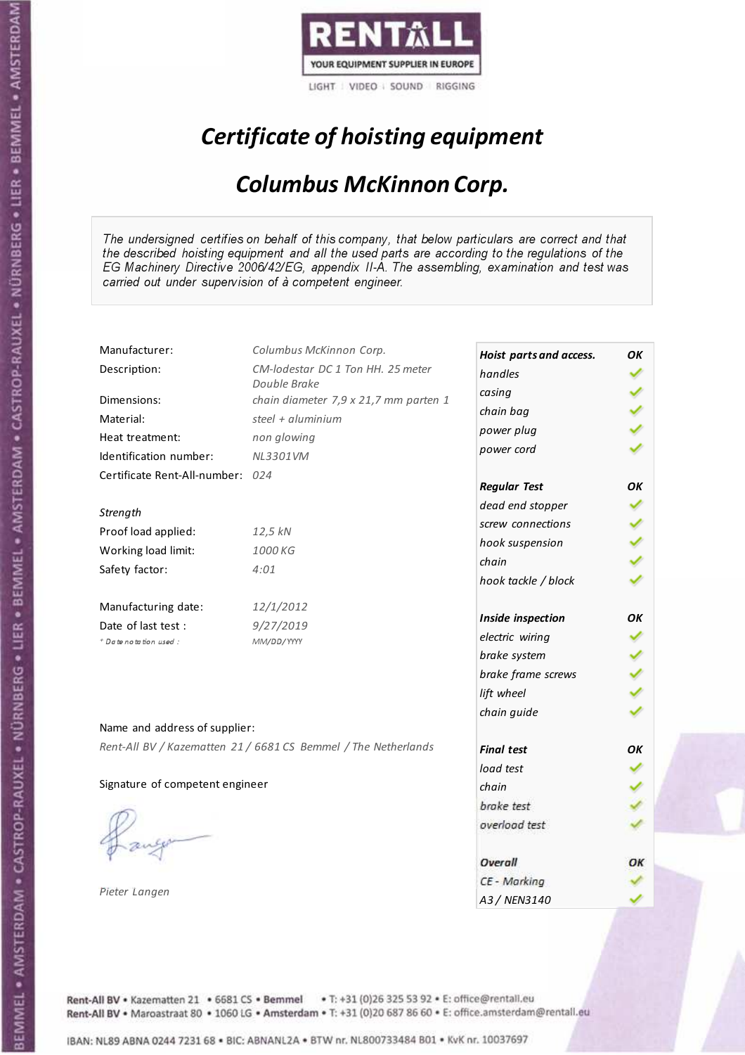RENTALL
YOUR EQUIPMENT SUPPLIER IN EUROPE
LIGHT | VIDEO | SOUND | RIGGING

# *Certificate of hoisting equipment*

## *Columbus McKinnon Corp.*

*The undersigned certifies on behalf of this company, that below particulars are correct and that the described hoisting equipment and all the used parts are according to the regulations of the EG Machinery Directive 2006/42/EG, appendix II-A. The assembling, examination and test was carried out under supervision of à competent engineer.*

| | |
|---|---|
| Manufacturer: | *Columbus McKinnon Corp.* |
| Description: | *CM-lodestar DC 1 Ton HH. 25 meter Double Brake* |
| Dimensions: | *chain diameter 7,9 x 21,7 mm parten 1* |
| Material: | *steel + aluminium* |
| Heat treatment: | *non glowing* |
| Identification number: | *NL3301VM* |
| Certificate Rent-All-number: | *024* |

*Strength*

| | |
|---|---|
| Proof load applied: | *12,5 kN* |
| Working load limit: | *1000 KG* |
| Safety factor: | *4:01* |

| | |
|---|---|
| Manufacturing date: | *12/1/2012* |
| Date of last test : | *9/27/2019* |
| *Date notation used :* | *MM/DD/YYYY* |

Name and address of supplier:

*Rent-All BV / Kazematten 21 / 6681 CS Bemmel / The Netherlands*

Signature of competent engineer

*Pieter Langen*

| ***Hoist parts and access.*** | ***OK*** |
|---|---|
| *handles* | ✓ |
| *casing* | ✓ |
| *chain bag* | ✓ |
| *power plug* | ✓ |
| *power cord* | ✓ |
| ***Regular Test*** | ***OK*** |
| *dead end stopper* | ✓ |
| *screw connections* | ✓ |
| *hook suspension* | ✓ |
| *chain* | ✓ |
| *hook tackle / block* | ✓ |
| ***Inside inspection*** | ***OK*** |
| *electric wiring* | ✓ |
| *brake system* | ✓ |
| *brake frame screws* | ✓ |
| *lift wheel* | ✓ |
| *chain guide* | ✓ |
| ***Final test*** | ***OK*** |
| *load test* | ✓ |
| *chain* | ✓ |
| *brake test* | ✓ |
| *overload test* | ✓ |
| ***Overall*** | ***OK*** |
| *CE - Marking* | ✓ |
| *A3 / NEN3140* | ✓ |

Rent-All BV • Kazematten 21 • 6681 CS • Bemmel • T: +31 (0)26 325 53 92 • E: office@rentall.eu
Rent-All BV • Maroastraat 80 • 1060 LG • Amsterdam • T: +31 (0)20 687 86 60 • E: office.amsterdam@rentall.eu

IBAN: NL89 ABNA 0244 7231 68 • BIC: ABNANL2A • BTW nr. NL800733484 B01 • KvK nr. 10037697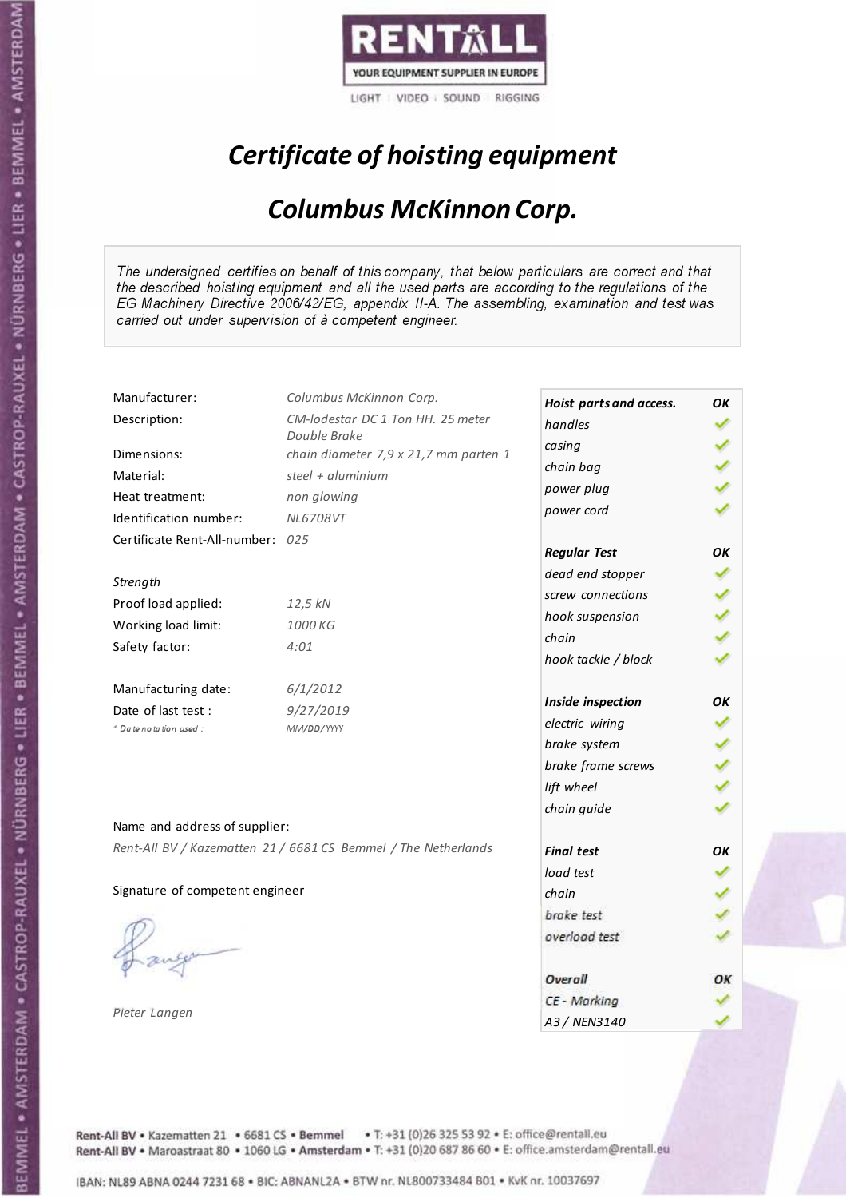RENTALL

YOUR EQUIPMENT SUPPLIER IN EUROPE

LIGHT | VIDEO | SOUND | RIGGING

# *Certificate of hoisting equipment*

## *Columbus McKinnon Corp.*

*The undersigned certifies on behalf of this company, that below particulars are correct and that the described hoisting equipment and all the used parts are according to the regulations of the EG Machinery Directive 2006/42/EG, appendix II-A. The assembling, examination and test was carried out under supervision of à competent engineer.*

| | |
|---|---|
| Manufacturer: | *Columbus McKinnon Corp.* |
| Description: | *CM-lodestar DC 1 Ton HH. 25 meter Double Brake* |
| Dimensions: | *chain diameter 7,9 x 21,7 mm parten 1* |
| Material: | *steel + aluminium* |
| Heat treatment: | *non glowing* |
| Identification number: | *NL6708VT* |
| Certificate Rent-All-number: | *025* |

*Strength*

| | |
|---|---|
| Proof load applied: | *12,5 kN* |
| Working load limit: | *1000 KG* |
| Safety factor: | *4:01* |

| | |
|---|---|
| Manufacturing date: | *6/1/2012* |
| Date of last test : | *9/27/2019* |
| *\* Date notation used :* | *MM/DD/YYYY* |

| ***Hoist parts and access.*** | ***OK*** |
|---|---|
| *handles* | ✓ |
| *casing* | ✓ |
| *chain bag* | ✓ |
| *power plug* | ✓ |
| *power cord* | ✓ |
| ***Regular Test*** | ***OK*** |
| *dead end stopper* | ✓ |
| *screw connections* | ✓ |
| *hook suspension* | ✓ |
| *chain* | ✓ |
| *hook tackle / block* | ✓ |
| ***Inside inspection*** | ***OK*** |
| *electric wiring* | ✓ |
| *brake system* | ✓ |
| *brake frame screws* | ✓ |
| *lift wheel* | ✓ |
| *chain guide* | ✓ |
| ***Final test*** | ***OK*** |
| *load test* | ✓ |
| *chain* | ✓ |
| *brake test* | ✓ |
| *overload test* | ✓ |
| ***Overall*** | ***OK*** |
| *CE - Marking* | ✓ |
| *A3 / NEN3140* | ✓ |

Name and address of supplier:

*Rent-All BV / Kazematten 21 / 6681 CS Bemmel / The Netherlands*

Signature of competent engineer

*Pieter Langen*

Rent-All BV • Kazematten 21 • 6681 CS • Bemmel • T: +31 (0)26 325 53 92 • E: office@rentall.eu
Rent-All BV • Maroastraat 80 • 1060 LG • Amsterdam • T: +31 (0)20 687 86 60 • E: office.amsterdam@rentall.eu

IBAN: NL89 ABNA 0244 7231 68 • BIC: ABNANL2A • BTW nr. NL800733484 B01 • KvK nr. 10037697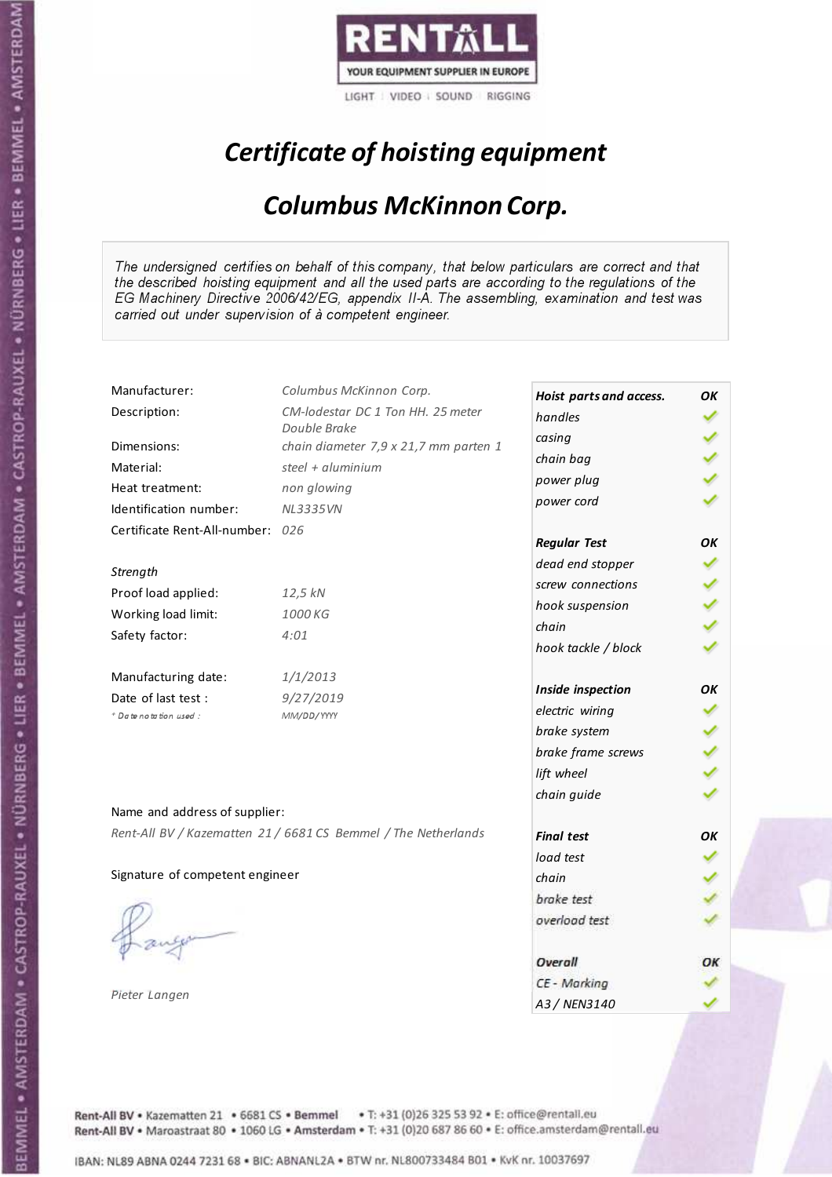RENTALL

YOUR EQUIPMENT SUPPLIER IN EUROPE

LIGHT | VIDEO | SOUND | RIGGING

# *Certificate of hoisting equipment*

## *Columbus McKinnon Corp.*

*The undersigned certifies on behalf of this company, that below particulars are correct and that the described hoisting equipment and all the used parts are according to the regulations of the EG Machinery Directive 2006/42/EG, appendix II-A. The assembling, examination and test was carried out under supervision of à competent engineer.*

| | |
|---|---|
| Manufacturer: | *Columbus McKinnon Corp.* |
| Description: | *CM-lodestar DC 1 Ton HH. 25 meter Double Brake* |
| Dimensions: | *chain diameter 7,9 x 21,7 mm parten 1* |
| Material: | *steel + aluminium* |
| Heat treatment: | *non glowing* |
| Identification number: | *NL3335VN* |
| Certificate Rent-All-number: | *026* |

*Strength*

| | |
|---|---|
| Proof load applied: | *12,5 kN* |
| Working load limit: | *1000 KG* |
| Safety factor: | *4:01* |

| | |
|---|---|
| Manufacturing date: | *1/1/2013* |
| Date of last test : | *9/27/2019* |
| *\* Date notation used :* | *MM/DD/YYYY* |

Name and address of supplier:

*Rent-All BV / Kazematten 21 / 6681 CS Bemmel / The Netherlands*

Signature of competent engineer

*Pieter Langen*

| ***Hoist parts and access.*** | ***OK*** |
|---|---|
| *handles* | ✓ |
| *casing* | ✓ |
| *chain bag* | ✓ |
| *power plug* | ✓ |
| *power cord* | ✓ |
| ***Regular Test*** | ***OK*** |
| *dead end stopper* | ✓ |
| *screw connections* | ✓ |
| *hook suspension* | ✓ |
| *chain* | ✓ |
| *hook tackle / block* | ✓ |
| ***Inside inspection*** | ***OK*** |
| *electric wiring* | ✓ |
| *brake system* | ✓ |
| *brake frame screws* | ✓ |
| *lift wheel* | ✓ |
| *chain guide* | ✓ |
| ***Final test*** | ***OK*** |
| *load test* | ✓ |
| *chain* | ✓ |
| *brake test* | ✓ |
| *overload test* | ✓ |
| ***Overall*** | ***OK*** |
| *CE - Marking* | ✓ |
| *A3 / NEN3140* | ✓ |

Rent-All BV • Kazematten 21 • 6681 CS • Bemmel • T: +31 (0)26 325 53 92 • E: office@rentall.eu
Rent-All BV • Maroastraat 80 • 1060 LG • Amsterdam • T: +31 (0)20 687 86 60 • E: office.amsterdam@rentall.eu

IBAN: NL89 ABNA 0244 7231 68 • BIC: ABNANL2A • BTW nr. NL800733484 B01 • KvK nr. 10037697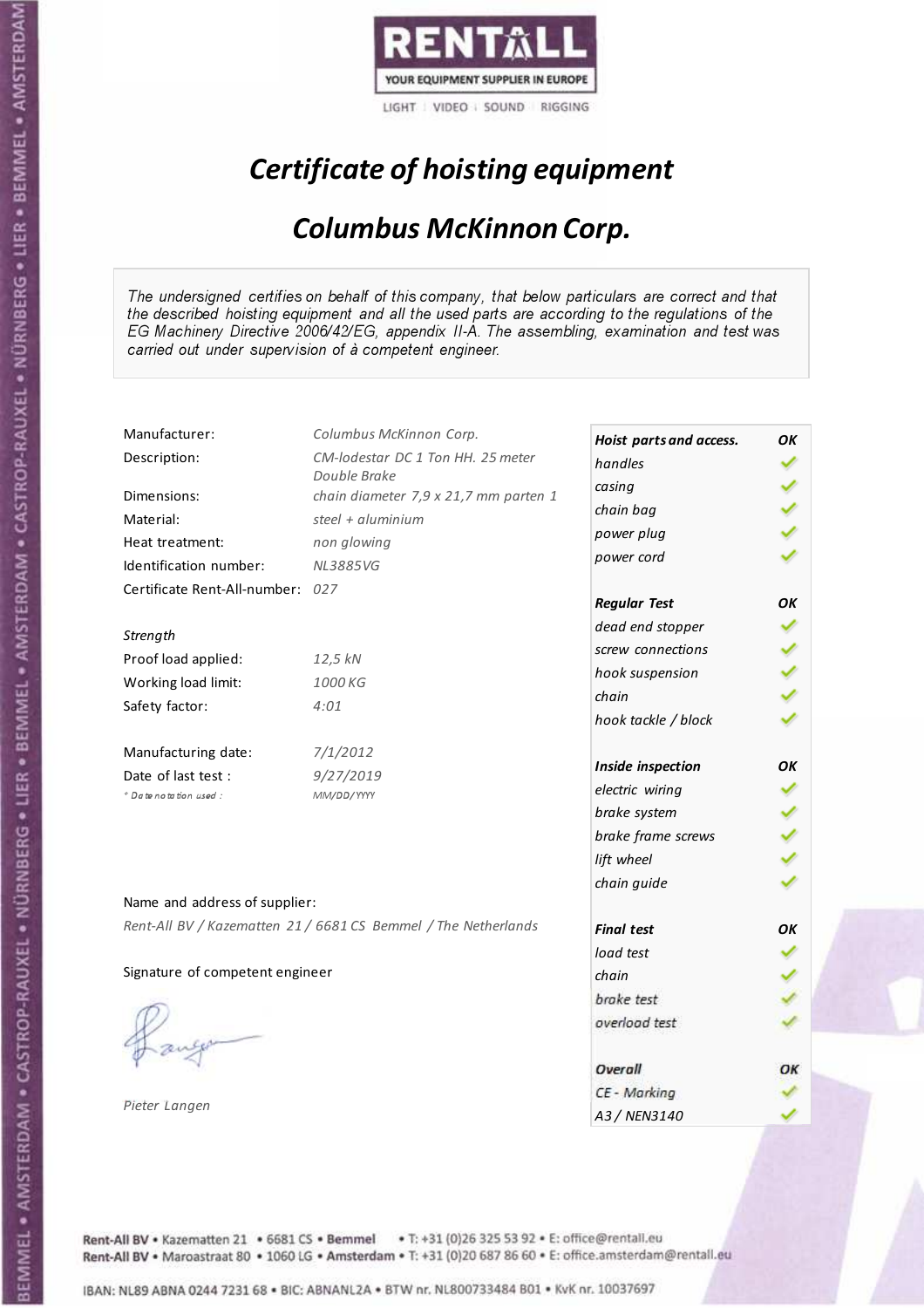RENTALL

YOUR EQUIPMENT SUPPLIER IN EUROPE

LIGHT | VIDEO | SOUND | RIGGING

# *Certificate of hoisting equipment*

## *Columbus McKinnon Corp.*

*The undersigned certifies on behalf of this company, that below particulars are correct and that the described hoisting equipment and all the used parts are according to the regulations of the EG Machinery Directive 2006/42/EG, appendix II-A. The assembling, examination and test was carried out under supervision of à competent engineer.*

| | |
|---|---|
| Manufacturer: | *Columbus McKinnon Corp.* |
| Description: | *CM-lodestar DC 1 Ton HH. 25 meter Double Brake* |
| Dimensions: | *chain diameter 7,9 x 21,7 mm parten 1* |
| Material: | *steel + aluminium* |
| Heat treatment: | *non glowing* |
| Identification number: | *NL3885VG* |
| Certificate Rent-All-number: | *027* |

*Strength*

| | |
|---|---|
| Proof load applied: | *12,5 kN* |
| Working load limit: | *1000 KG* |
| Safety factor: | *4:01* |

| | |
|---|---|
| Manufacturing date: | *7/1/2012* |
| Date of last test : | *9/27/2019* |
| *\* Date notation used :* | *MM/DD/YYYY* |

| ***Hoist parts and access.*** | ***OK*** |
|---|---|
| *handles* | ✓ |
| *casing* | ✓ |
| *chain bag* | ✓ |
| *power plug* | ✓ |
| *power cord* | ✓ |
| ***Regular Test*** | ***OK*** |
| *dead end stopper* | ✓ |
| *screw connections* | ✓ |
| *hook suspension* | ✓ |
| *chain* | ✓ |
| *hook tackle / block* | ✓ |
| ***Inside inspection*** | ***OK*** |
| *electric wiring* | ✓ |
| *brake system* | ✓ |
| *brake frame screws* | ✓ |
| *lift wheel* | ✓ |
| *chain guide* | ✓ |
| ***Final test*** | ***OK*** |
| *load test* | ✓ |
| *chain* | ✓ |
| *brake test* | ✓ |
| *overload test* | ✓ |
| ***Overall*** | ***OK*** |
| *CE - Marking* | ✓ |
| *A3 / NEN3140* | ✓ |

Name and address of supplier:

*Rent-All BV / Kazematten 21 / 6681 CS Bemmel / The Netherlands*

Signature of competent engineer

*Pieter Langen*

**Rent-All BV** • Kazematten 21 • 6681 CS • **Bemmel** • T: +31 (0)26 325 53 92 • E: office@rentall.eu
**Rent-All BV** • Maroastraat 80 • 1060 LG • **Amsterdam** • T: +31 (0)20 687 86 60 • E: office.amsterdam@rentall.eu

IBAN: NL89 ABNA 0244 7231 68 • BIC: ABNANL2A • BTW nr. NL800733484 B01 • KvK nr. 10037697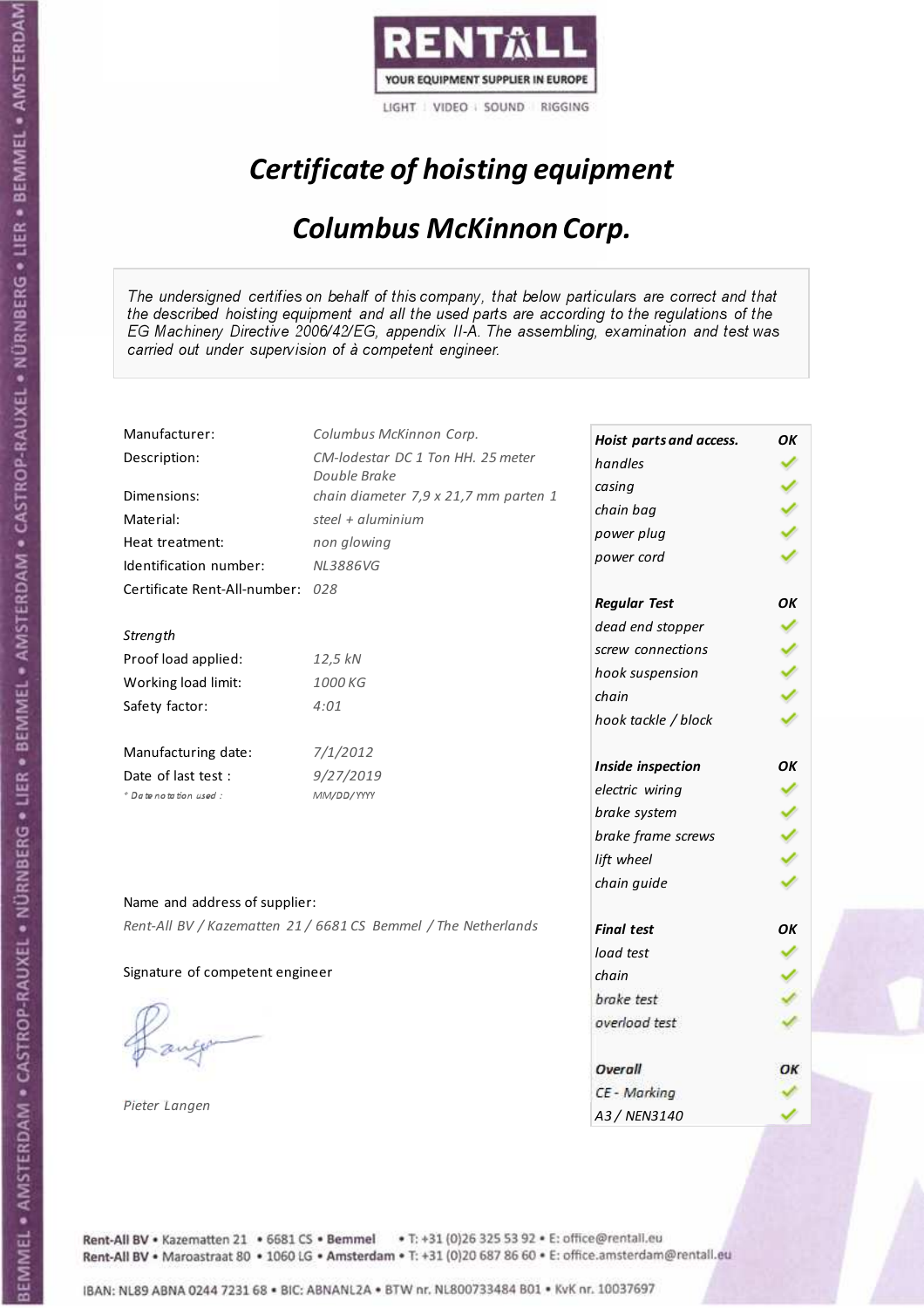RENTALL
YOUR EQUIPMENT SUPPLIER IN EUROPE
LIGHT | VIDEO | SOUND | RIGGING

# *Certificate of hoisting equipment*

## *Columbus McKinnon Corp.*

*The undersigned certifies on behalf of this company, that below particulars are correct and that the described hoisting equipment and all the used parts are according to the regulations of the EG Machinery Directive 2006/42/EG, appendix II-A. The assembling, examination and test was carried out under supervision of à competent engineer.*

| | |
|---|---|
| Manufacturer: | *Columbus McKinnon Corp.* |
| Description: | *CM-lodestar DC 1 Ton HH. 25 meter Double Brake* |
| Dimensions: | *chain diameter 7,9 x 21,7 mm parten 1* |
| Material: | *steel + aluminium* |
| Heat treatment: | *non glowing* |
| Identification number: | *NL3886VG* |
| Certificate Rent-All-number: | *028* |
| *Strength* | |
| Proof load applied: | *12,5 kN* |
| Working load limit: | *1000 KG* |
| Safety factor: | *4:01* |
| Manufacturing date: | *7/1/2012* |
| Date of last test : | *9/27/2019* |
| *\* Date notation used :* | *MM/DD/YYYY* |

| | |
|---|---|
| ***Hoist parts and access.*** | ***OK*** |
| *handles* | ✓ |
| *casing* | ✓ |
| *chain bag* | ✓ |
| *power plug* | ✓ |
| *power cord* | ✓ |
| ***Regular Test*** | ***OK*** |
| *dead end stopper* | ✓ |
| *screw connections* | ✓ |
| *hook suspension* | ✓ |
| *chain* | ✓ |
| *hook tackle / block* | ✓ |
| ***Inside inspection*** | ***OK*** |
| *electric wiring* | ✓ |
| *brake system* | ✓ |
| *brake frame screws* | ✓ |
| *lift wheel* | ✓ |
| *chain guide* | ✓ |
| ***Final test*** | ***OK*** |
| *load test* | ✓ |
| *chain* | ✓ |
| *brake test* | ✓ |
| *overload test* | ✓ |
| ***Overall*** | ***OK*** |
| *CE - Marking* | ✓ |
| *A3 / NEN3140* | ✓ |

Name and address of supplier:

*Rent-All BV / Kazematten 21 / 6681 CS Bemmel / The Netherlands*

Signature of competent engineer

*Pieter Langen*

Rent-All BV • Kazematten 21 • 6681 CS • **Bemmel** • T: +31 (0)26 325 53 92 • E: office@rentall.eu
Rent-All BV • Maroastraat 80 • 1060 LG • **Amsterdam** • T: +31 (0)20 687 86 60 • E: office.amsterdam@rentall.eu

IBAN: NL89 ABNA 0244 7231 68 • BIC: ABNANL2A • BTW nr. NL800733484 B01 • KvK nr. 10037697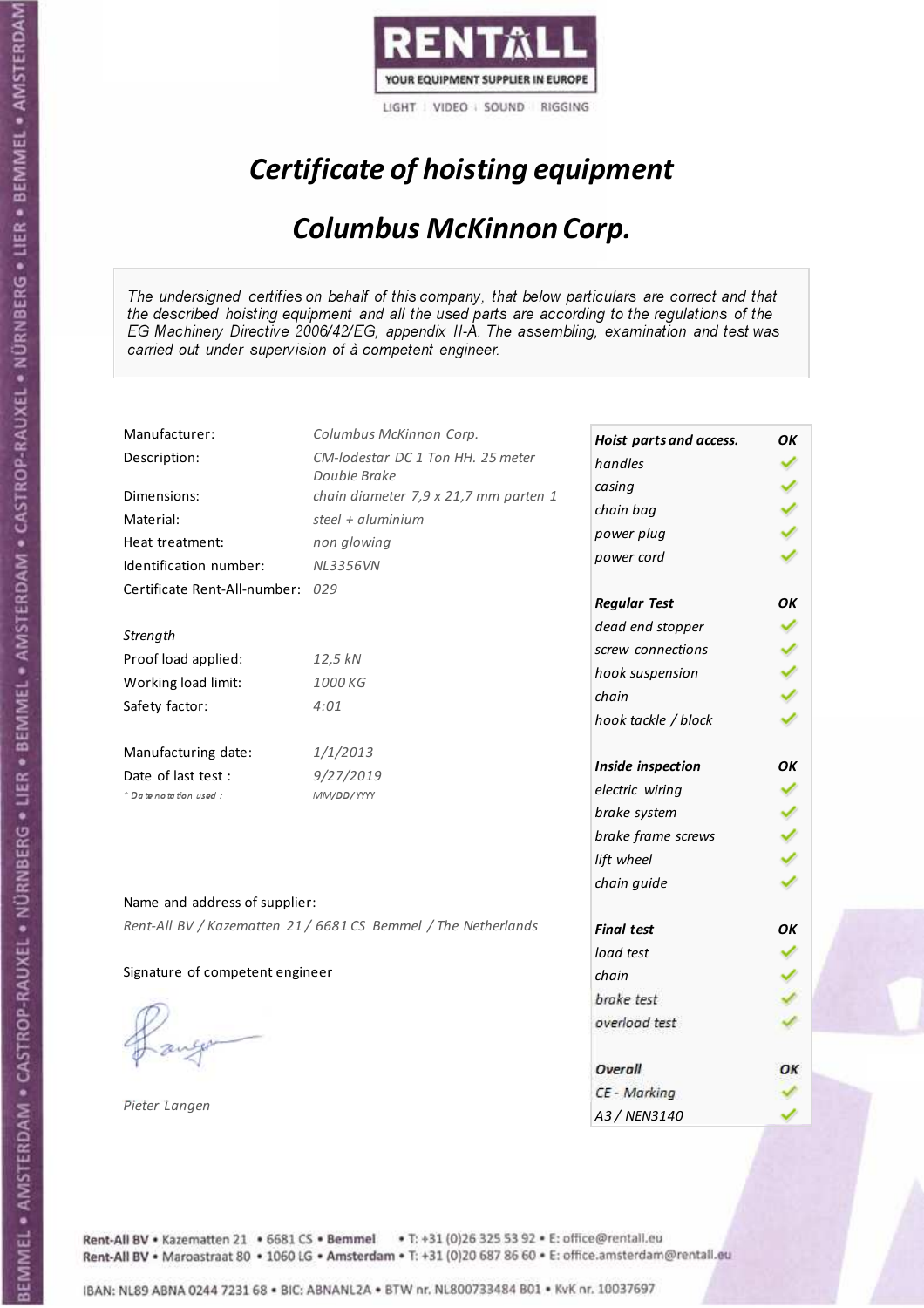RENTALL

YOUR EQUIPMENT SUPPLIER IN EUROPE

LIGHT | VIDEO | SOUND | RIGGING

# *Certificate of hoisting equipment*

## *Columbus McKinnon Corp.*

*The undersigned certifies on behalf of this company, that below particulars are correct and that the described hoisting equipment and all the used parts are according to the regulations of the EG Machinery Directive 2006/42/EG, appendix II-A. The assembling, examination and test was carried out under supervision of à competent engineer.*

| | |
|---|---|
| Manufacturer: | *Columbus McKinnon Corp.* |
| Description: | *CM-lodestar DC 1 Ton HH. 25 meter Double Brake* |
| Dimensions: | *chain diameter 7,9 x 21,7 mm parten 1* |
| Material: | *steel + aluminium* |
| Heat treatment: | *non glowing* |
| Identification number: | *NL3356VN* |
| Certificate Rent-All-number: | *029* |

*Strength*

| | |
|---|---|
| Proof load applied: | *12,5 kN* |
| Working load limit: | *1000 KG* |
| Safety factor: | *4:01* |

| | |
|---|---|
| Manufacturing date: | *1/1/2013* |
| Date of last test : | *9/27/2019* |
| *\* Date notation used :* | *MM/DD/YYYY* |

Name and address of supplier:

*Rent-All BV / Kazematten 21 / 6681 CS Bemmel / The Netherlands*

Signature of competent engineer

*Pieter Langen*

| ***Hoist parts and access.*** | ***OK*** |
|---|---|
| *handles* | ✓ |
| *casing* | ✓ |
| *chain bag* | ✓ |
| *power plug* | ✓ |
| *power cord* | ✓ |
| ***Regular Test*** | ***OK*** |
| *dead end stopper* | ✓ |
| *screw connections* | ✓ |
| *hook suspension* | ✓ |
| *chain* | ✓ |
| *hook tackle / block* | ✓ |
| ***Inside inspection*** | ***OK*** |
| *electric wiring* | ✓ |
| *brake system* | ✓ |
| *brake frame screws* | ✓ |
| *lift wheel* | ✓ |
| *chain guide* | ✓ |
| ***Final test*** | ***OK*** |
| *load test* | ✓ |
| *chain* | ✓ |
| *brake test* | ✓ |
| *overload test* | ✓ |
| ***Overall*** | ***OK*** |
| *CE - Marking* | ✓ |
| *A3 / NEN3140* | ✓ |

Rent-All BV • Kazematten 21 • 6681 CS • Bemmel • T: +31 (0)26 325 53 92 • E: office@rentall.eu
Rent-All BV • Maroastraat 80 • 1060 LG • Amsterdam • T: +31 (0)20 687 86 60 • E: office.amsterdam@rentall.eu

IBAN: NL89 ABNA 0244 7231 68 • BIC: ABNANL2A • BTW nr. NL800733484 B01 • KvK nr. 10037697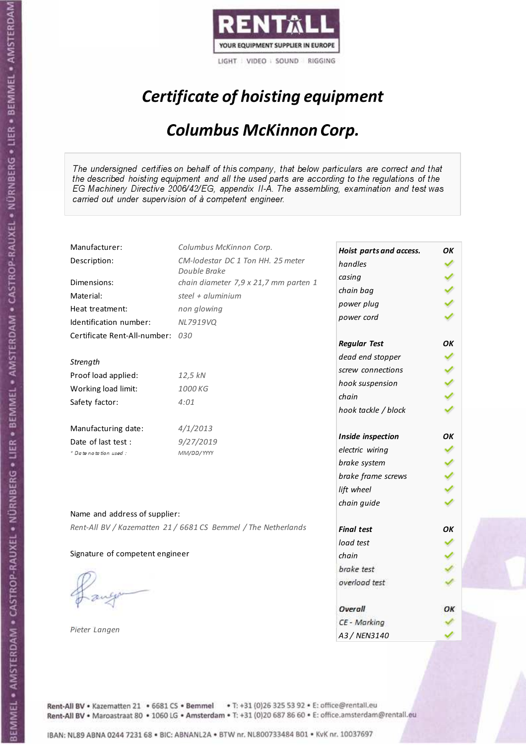RENTALL

YOUR EQUIPMENT SUPPLIER IN EUROPE

LIGHT | VIDEO | SOUND | RIGGING

# *Certificate of hoisting equipment*

## *Columbus McKinnon Corp.*

*The undersigned certifies on behalf of this company, that below particulars are correct and that the described hoisting equipment and all the used parts are according to the regulations of the EG Machinery Directive 2006/42/EG, appendix II-A. The assembling, examination and test was carried out under supervision of à competent engineer.*

| | |
|---|---|
| Manufacturer: | *Columbus McKinnon Corp.* |
| Description: | *CM-lodestar DC 1 Ton HH. 25 meter Double Brake* |
| Dimensions: | *chain diameter 7,9 x 21,7 mm parten 1* |
| Material: | *steel + aluminium* |
| Heat treatment: | *non glowing* |
| Identification number: | *NL7919VQ* |
| Certificate Rent-All-number: | *030* |

*Strength*

| | |
|---|---|
| Proof load applied: | *12,5 kN* |
| Working load limit: | *1000 KG* |
| Safety factor: | *4:01* |

| | |
|---|---|
| Manufacturing date: | *4/1/2013* |
| Date of last test : | *9/27/2019* |
| *\* Date notation used :* | *MM/DD/YYYY* |

| | |
|---|---|
| ***Hoist parts and access.*** | ***OK*** |
| *handles* | ✓ |
| *casing* | ✓ |
| *chain bag* | ✓ |
| *power plug* | ✓ |
| *power cord* | ✓ |
| ***Regular Test*** | ***OK*** |
| *dead end stopper* | ✓ |
| *screw connections* | ✓ |
| *hook suspension* | ✓ |
| *chain* | ✓ |
| *hook tackle / block* | ✓ |
| ***Inside inspection*** | ***OK*** |
| *electric wiring* | ✓ |
| *brake system* | ✓ |
| *brake frame screws* | ✓ |
| *lift wheel* | ✓ |
| *chain guide* | ✓ |
| ***Final test*** | ***OK*** |
| *load test* | ✓ |
| *chain* | ✓ |
| *brake test* | ✓ |
| *overload test* | ✓ |
| ***Overall*** | ***OK*** |
| *CE - Marking* | ✓ |
| *A3 / NEN3140* | ✓ |

Name and address of supplier:

*Rent-All BV / Kazematten 21 / 6681 CS Bemmel / The Netherlands*

Signature of competent engineer

*Pieter Langen*

Rent-All BV • Kazematten 21 • 6681 CS • **Bemmel** • T: +31 (0)26 325 53 92 • E: office@rentall.eu
Rent-All BV • Maroastraat 80 • 1060 LG • **Amsterdam** • T: +31 (0)20 687 86 60 • E: office.amsterdam@rentall.eu

IBAN: NL89 ABNA 0244 7231 68 • BIC: ABNANL2A • BTW nr. NL800733484 B01 • KvK nr. 10037697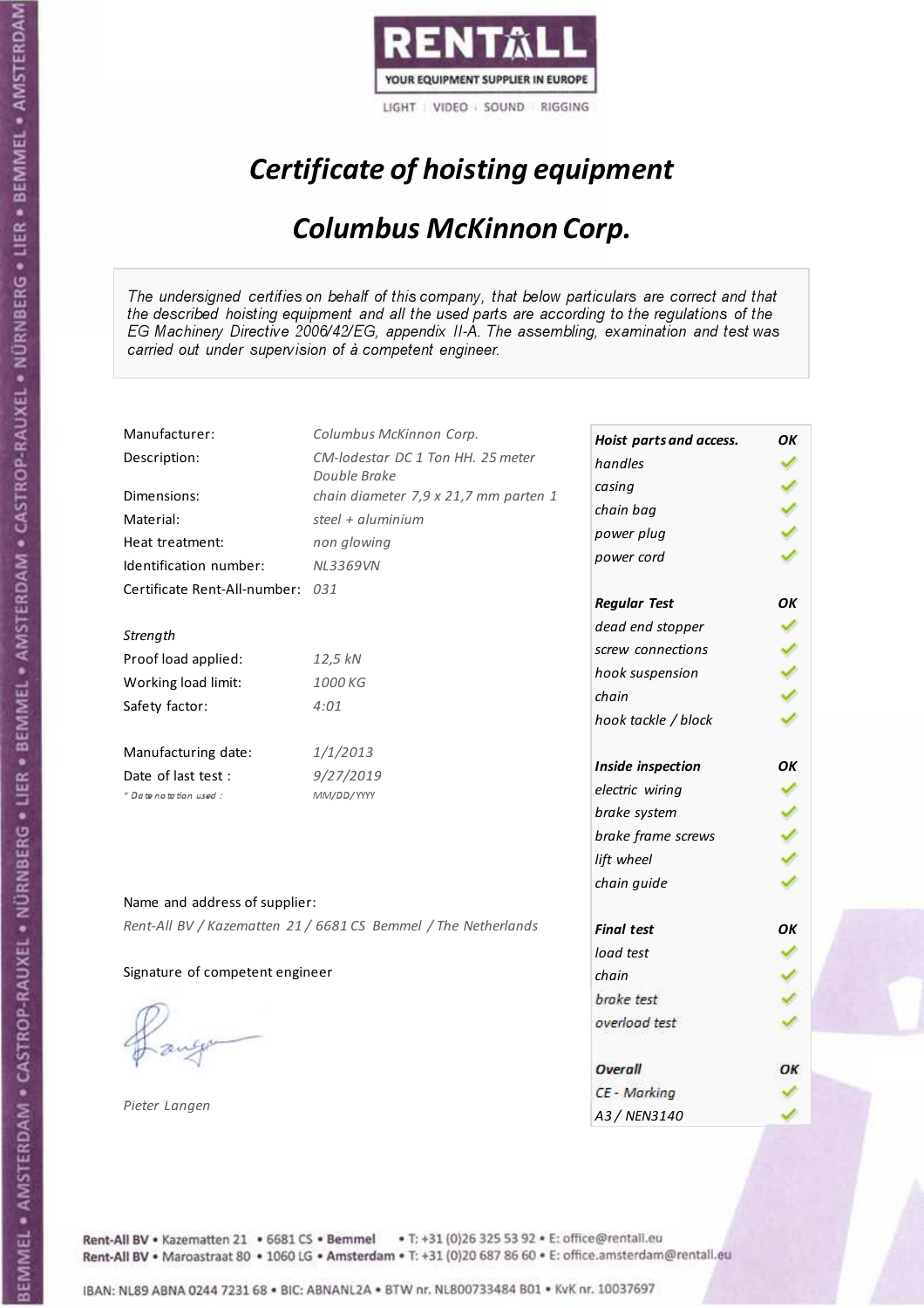RENTALL
YOUR EQUIPMENT SUPPLIER IN EUROPE
LIGHT | VIDEO | SOUND | RIGGING

# *Certificate of hoisting equipment*

## *Columbus McKinnon Corp.*

*The undersigned certifies on behalf of this company, that below particulars are correct and that the described hoisting equipment and all the used parts are according to the regulations of the EG Machinery Directive 2006/42/EG, appendix II-A. The assembling, examination and test was carried out under supervision of à competent engineer.*

| | |
|---|---|
| Manufacturer: | *Columbus McKinnon Corp.* |
| Description: | *CM-lodestar DC 1 Ton HH. 25 meter Double Brake* |
| Dimensions: | *chain diameter 7,9 x 21,7 mm parten 1* |
| Material: | *steel + aluminium* |
| Heat treatment: | *non glowing* |
| Identification number: | *NL3369VN* |
| Certificate Rent-All-number: | *031* |

*Strength*

| | |
|---|---|
| Proof load applied: | *12,5 kN* |
| Working load limit: | *1000 KG* |
| Safety factor: | *4:01* |

| | |
|---|---|
| Manufacturing date: | *1/1/2013* |
| Date of last test : | *9/27/2019* |
| *\* Date notation used :* | *MM/DD/YYYY* |

| ***Hoist parts and access.*** | ***OK*** |
|---|---|
| *handles* | ✓ |
| *casing* | ✓ |
| *chain bag* | ✓ |
| *power plug* | ✓ |
| *power cord* | ✓ |
| ***Regular Test*** | ***OK*** |
| *dead end stopper* | ✓ |
| *screw connections* | ✓ |
| *hook suspension* | ✓ |
| *chain* | ✓ |
| *hook tackle / block* | ✓ |
| ***Inside inspection*** | ***OK*** |
| *electric wiring* | ✓ |
| *brake system* | ✓ |
| *brake frame screws* | ✓ |
| *lift wheel* | ✓ |
| *chain guide* | ✓ |
| ***Final test*** | ***OK*** |
| *load test* | ✓ |
| *chain* | ✓ |
| *brake test* | ✓ |
| *overload test* | ✓ |
| ***Overall*** | ***OK*** |
| *CE - Marking* | ✓ |
| *A3 / NEN3140* | ✓ |

Name and address of supplier:

*Rent-All BV / Kazematten 21 / 6681 CS Bemmel / The Netherlands*

Signature of competent engineer

*Pieter Langen*

Rent-All BV • Kazematten 21 • 6681 CS • Bemmel • T: +31 (0)26 325 53 92 • E: office@rentall.eu
Rent-All BV • Maroastraat 80 • 1060 LG • Amsterdam • T: +31 (0)20 687 86 60 • E: office.amsterdam@rentall.eu

IBAN: NL89 ABNA 0244 7231 68 • BIC: ABNANL2A • BTW nr. NL800733484 B01 • KvK nr. 10037697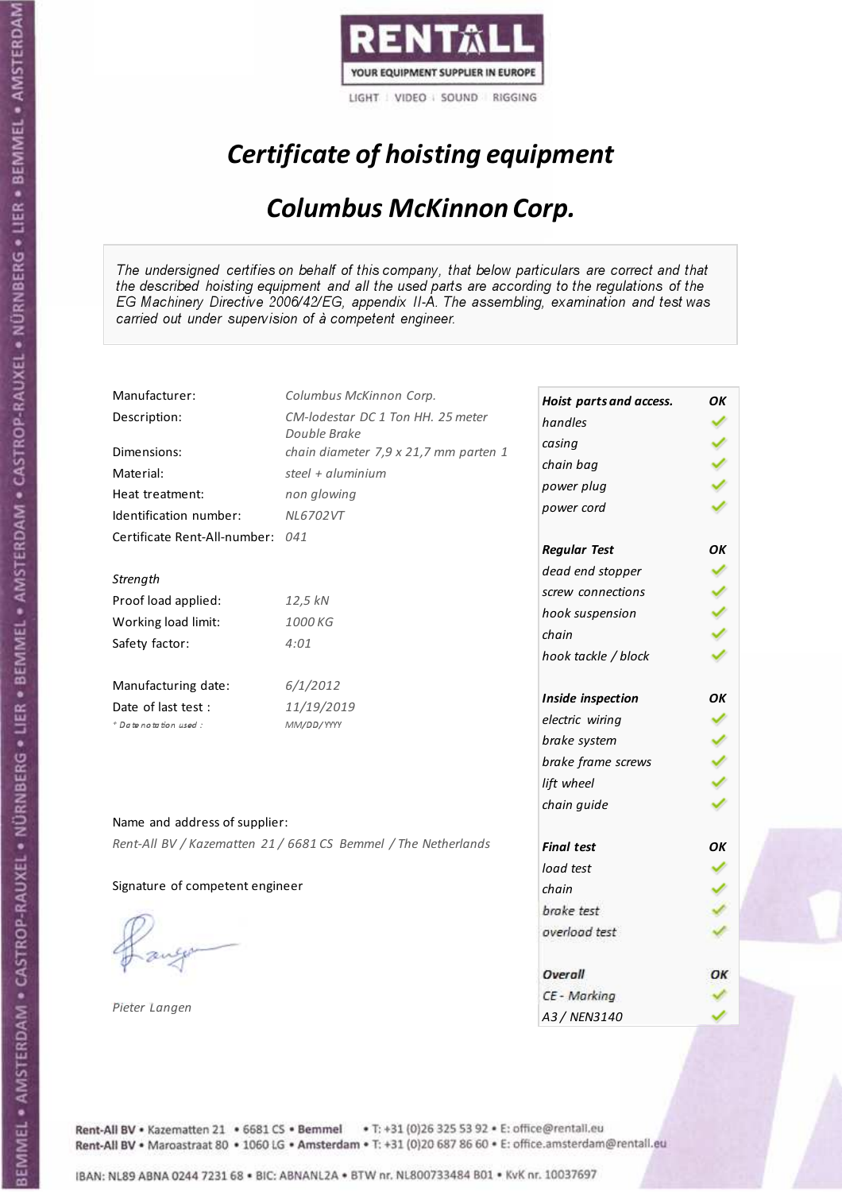RENTALL
YOUR EQUIPMENT SUPPLIER IN EUROPE
LIGHT | VIDEO | SOUND | RIGGING

# *Certificate of hoisting equipment*

## *Columbus McKinnon Corp.*

*The undersigned certifies on behalf of this company, that below particulars are correct and that the described hoisting equipment and all the used parts are according to the regulations of the EG Machinery Directive 2006/42/EG, appendix II-A. The assembling, examination and test was carried out under supervision of à competent engineer.*

| | |
|---|---|
| Manufacturer: | *Columbus McKinnon Corp.* |
| Description: | *CM-lodestar DC 1 Ton HH. 25 meter Double Brake* |
| Dimensions: | *chain diameter 7,9 x 21,7 mm parten 1* |
| Material: | *steel + aluminium* |
| Heat treatment: | *non glowing* |
| Identification number: | *NL6702VT* |
| Certificate Rent-All-number: | *041* |
| *Strength* | |
| Proof load applied: | *12,5 kN* |
| Working load limit: | *1000 KG* |
| Safety factor: | *4:01* |
| Manufacturing date: | *6/1/2012* |
| Date of last test : | *11/19/2019* |
| *Date notation used :* | *MM/DD/YYYY* |

| | |
|---|---|
| ***Hoist parts and access.*** | ***OK*** |
| *handles* | ✓ |
| *casing* | ✓ |
| *chain bag* | ✓ |
| *power plug* | ✓ |
| *power cord* | ✓ |
| ***Regular Test*** | ***OK*** |
| *dead end stopper* | ✓ |
| *screw connections* | ✓ |
| *hook suspension* | ✓ |
| *chain* | ✓ |
| *hook tackle / block* | ✓ |
| ***Inside inspection*** | ***OK*** |
| *electric wiring* | ✓ |
| *brake system* | ✓ |
| *brake frame screws* | ✓ |
| *lift wheel* | ✓ |
| *chain guide* | ✓ |
| ***Final test*** | ***OK*** |
| *load test* | ✓ |
| *chain* | ✓ |
| *brake test* | ✓ |
| *overload test* | ✓ |
| ***Overall*** | ***OK*** |
| *CE - Marking* | ✓ |
| *A3 / NEN3140* | ✓ |

Name and address of supplier:

*Rent-All BV / Kazematten 21 / 6681 CS Bemmel / The Netherlands*

Signature of competent engineer

*Pieter Langen*

Rent-All BV • Kazematten 21 • 6681 CS • Bemmel • T: +31 (0)26 325 53 92 • E: office@rentall.eu
Rent-All BV • Maroastraat 80 • 1060 LG • Amsterdam • T: +31 (0)20 687 86 60 • E: office.amsterdam@rentall.eu

IBAN: NL89 ABNA 0244 7231 68 • BIC: ABNANL2A • BTW nr. NL800733484 B01 • KvK nr. 10037697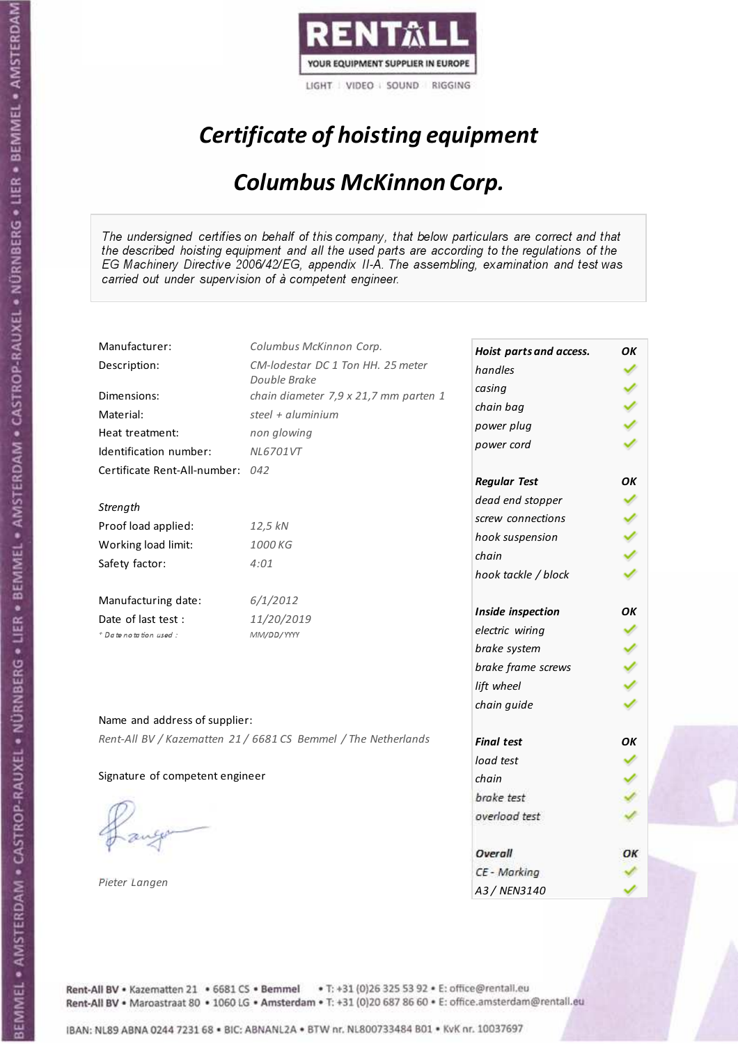RENTALL

YOUR EQUIPMENT SUPPLIER IN EUROPE

LIGHT | VIDEO | SOUND | RIGGING

# *Certificate of hoisting equipment*

## *Columbus McKinnon Corp.*

*The undersigned certifies on behalf of this company, that below particulars are correct and that the described hoisting equipment and all the used parts are according to the regulations of the EG Machinery Directive 2006/42/EG, appendix II-A. The assembling, examination and test was carried out under supervision of à competent engineer.*

| | |
|---|---|
| Manufacturer: | *Columbus McKinnon Corp.* |
| Description: | *CM-lodestar DC 1 Ton HH. 25 meter Double Brake* |
| Dimensions: | *chain diameter 7,9 x 21,7 mm parten 1* |
| Material: | *steel + aluminium* |
| Heat treatment: | *non glowing* |
| Identification number: | *NL6701VT* |
| Certificate Rent-All-number: | *042* |

*Strength*

| | |
|---|---|
| Proof load applied: | *12,5 kN* |
| Working load limit: | *1000 KG* |
| Safety factor: | *4:01* |

| | |
|---|---|
| Manufacturing date: | *6/1/2012* |
| Date of last test : | *11/20/2019* |
| *\* Date notation used :* | *MM/DD/YYYY* |

| ***Hoist parts and access.*** | ***OK*** |
|---|---|
| *handles* | ✓ |
| *casing* | ✓ |
| *chain bag* | ✓ |
| *power plug* | ✓ |
| *power cord* | ✓ |
| ***Regular Test*** | ***OK*** |
| *dead end stopper* | ✓ |
| *screw connections* | ✓ |
| *hook suspension* | ✓ |
| *chain* | ✓ |
| *hook tackle / block* | ✓ |
| ***Inside inspection*** | ***OK*** |
| *electric wiring* | ✓ |
| *brake system* | ✓ |
| *brake frame screws* | ✓ |
| *lift wheel* | ✓ |
| *chain guide* | ✓ |
| ***Final test*** | ***OK*** |
| *load test* | ✓ |
| *chain* | ✓ |
| *brake test* | ✓ |
| *overload test* | ✓ |
| ***Overall*** | ***OK*** |
| *CE - Marking* | ✓ |
| *A3 / NEN3140* | ✓ |

Name and address of supplier:

*Rent-All BV / Kazematten 21 / 6681 CS Bemmel / The Netherlands*

Signature of competent engineer

*Pieter Langen*

Rent-All BV • Kazematten 21 • 6681 CS • **Bemmel** • T: +31 (0)26 325 53 92 • E: office@rentall.eu
Rent-All BV • Maroastraat 80 • 1060 LG • **Amsterdam** • T: +31 (0)20 687 86 60 • E: office.amsterdam@rentall.eu

IBAN: NL89 ABNA 0244 7231 68 • BIC: ABNANL2A • BTW nr. NL800733484 B01 • KvK nr. 10037697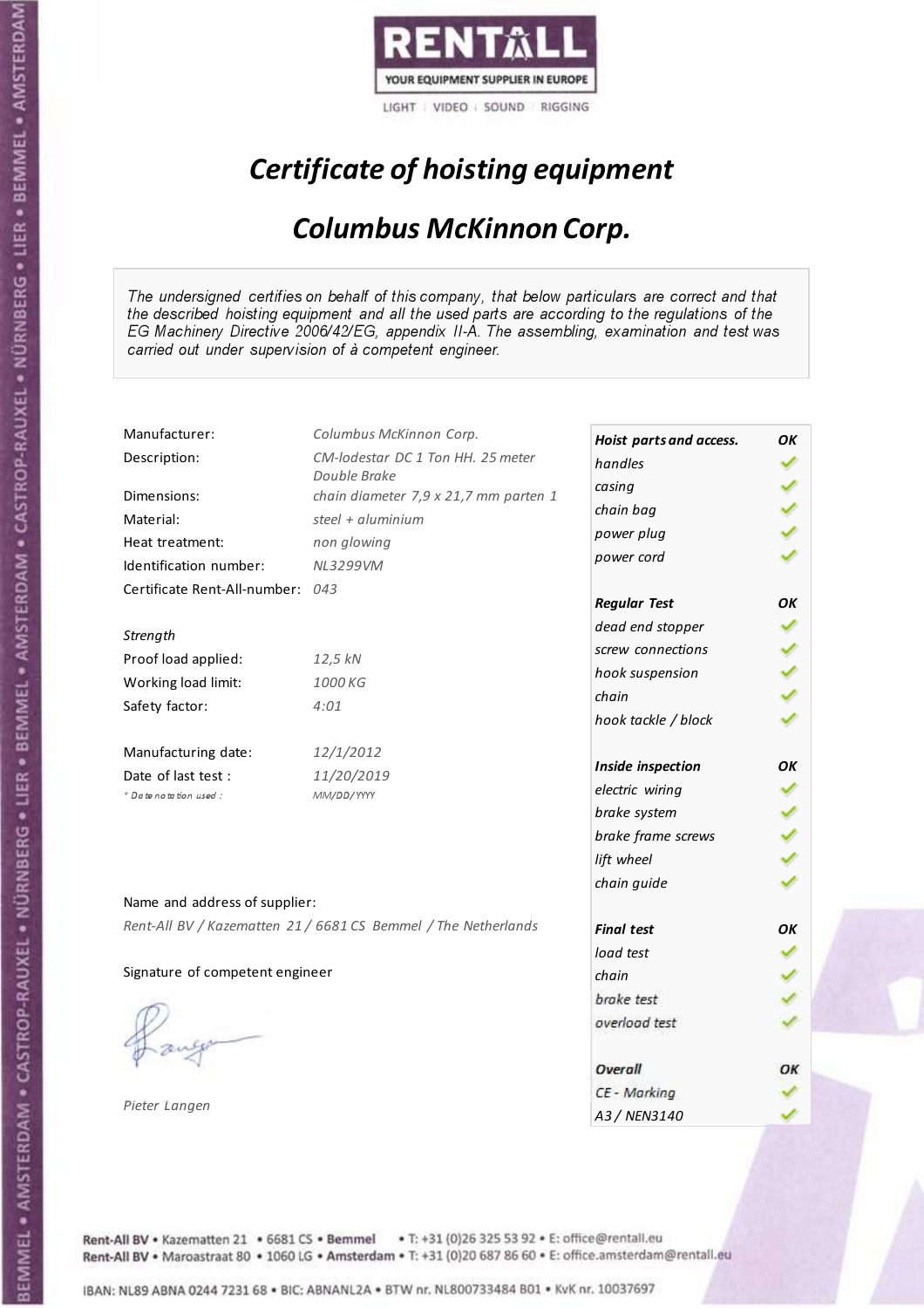RENTALL

YOUR EQUIPMENT SUPPLIER IN EUROPE

LIGHT | VIDEO | SOUND | RIGGING

# *Certificate of hoisting equipment*

## *Columbus McKinnon Corp.*

*The undersigned certifies on behalf of this company, that below particulars are correct and that the described hoisting equipment and all the used parts are according to the regulations of the EG Machinery Directive 2006/42/EG, appendix II-A. The assembling, examination and test was carried out under supervision of à competent engineer.*

| | |
|---|---|
| Manufacturer: | *Columbus McKinnon Corp.* |
| Description: | *CM-lodestar DC 1 Ton HH. 25 meter Double Brake* |
| Dimensions: | *chain diameter 7,9 x 21,7 mm parten 1* |
| Material: | *steel + aluminium* |
| Heat treatment: | *non glowing* |
| Identification number: | *NL3299VM* |
| Certificate Rent-All-number: | *043* |
| *Strength* | |
| Proof load applied: | *12,5 kN* |
| Working load limit: | *1000 KG* |
| Safety factor: | *4:01* |
| Manufacturing date: | *12/1/2012* |
| Date of last test : | *11/20/2019* |
| *Date notation used :* | *MM/DD/YYYY* |

| | |
|---|---|
| ***Hoist parts and access.*** | ***OK*** |
| *handles* | ✓ |
| *casing* | ✓ |
| *chain bag* | ✓ |
| *power plug* | ✓ |
| *power cord* | ✓ |
| ***Regular Test*** | ***OK*** |
| *dead end stopper* | ✓ |
| *screw connections* | ✓ |
| *hook suspension* | ✓ |
| *chain* | ✓ |
| *hook tackle / block* | ✓ |
| ***Inside inspection*** | ***OK*** |
| *electric wiring* | ✓ |
| *brake system* | ✓ |
| *brake frame screws* | ✓ |
| *lift wheel* | ✓ |
| *chain guide* | ✓ |
| ***Final test*** | ***OK*** |
| *load test* | ✓ |
| *chain* | ✓ |
| *brake test* | ✓ |
| *overload test* | ✓ |
| ***Overall*** | ***OK*** |
| *CE - Marking* | ✓ |
| *A3 / NEN3140* | ✓ |

Name and address of supplier:

*Rent-All BV / Kazematten 21 / 6681 CS Bemmel / The Netherlands*

Signature of competent engineer

*Pieter Langen*

Rent-All BV • Kazematten 21 • 6681 CS • Bemmel • T: +31 (0)26 325 53 92 • E: office@rentall.eu
Rent-All BV • Maroastraat 80 • 1060 LG • Amsterdam • T: +31 (0)20 687 86 60 • E: office.amsterdam@rentall.eu

IBAN: NL89 ABNA 0244 7231 68 • BIC: ABNANL2A • BTW nr. NL800733484 B01 • KvK nr. 10037697